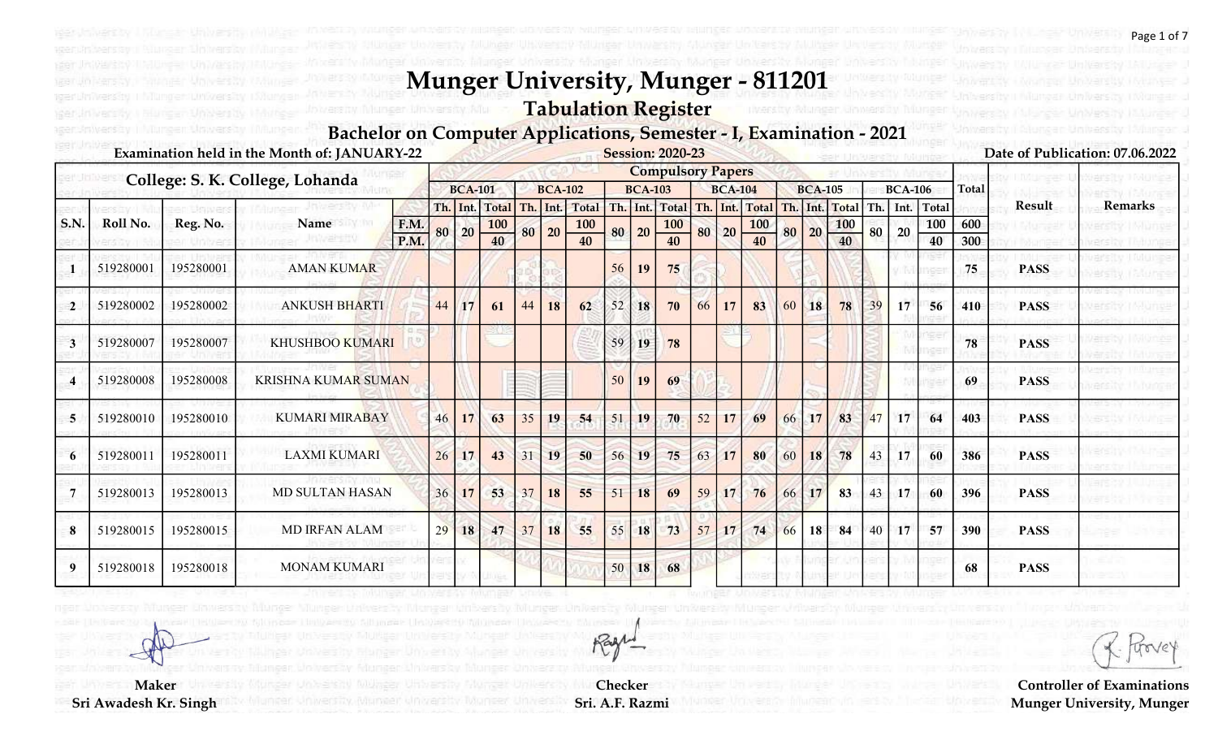# Munger University, Munger - 811201

## Tabulation Register

### Bachelor on Computer Applications, Semester - I, Examination - 2021

Examination held in the Month of: JANUARY-22 | Session: 2020-23 | Date of Publication: 07.06.2022

| College: S. K. College, Lohanda | | | | Compulsory Papers | | | | | | | | | | | | | | | | | | | | | |
|---|---|---|---|---|---|---|---|---|---|---|---|---|---|---|---|---|---|---|---|---|---|---|---|---|---|
| | | | | BCA-101 | | | BCA-102 | | | BCA-103 | | | BCA-104 | | | BCA-105 | | | BCA-106 | | | Total | Result | Remarks |
| S.N. | Roll No. | Reg. No. | Name | Th. | Int. | Total | Th. | Int. | Total | Th. | Int. | Total | Th. | Int. | Total | Th. | Int. | Total | Th. | Int. | Total | | | |
| | | | F.M. | 80 | 20 | 100 | 80 | 20 | 100 | 80 | 20 | 100 | 80 | 20 | 100 | 80 | 20 | 100 | 80 | 20 | 100 | 600 | | |
| | | | P.M. | | | 40 | | | 40 | | | 40 | | | 40 | | | 40 | | | 40 | 300 | | |
| 1 | 519280001 | 195280001 | AMAN KUMAR | | | | | | | 56 | 19 | 75 | | | | | | | | | | 75 | PASS | |
| 2 | 519280002 | 195280002 | ANKUSH BHARTI | 44 | 17 | 61 | 44 | 18 | 62 | 52 | 18 | 70 | 66 | 17 | 83 | 60 | 18 | 78 | 39 | 17 | 56 | 410 | PASS | |
| 3 | 519280007 | 195280007 | KHUSHBOO KUMARI | | | | | | | 59 | 19 | 78 | | | | | | | | | | 78 | PASS | |
| 4 | 519280008 | 195280008 | KRISHNA KUMAR SUMAN | | | | | | | 50 | 19 | 69 | | | | | | | | | | 69 | PASS | |
| 5 | 519280010 | 195280010 | KUMARI MIRABAY | 46 | 17 | 63 | 35 | 19 | 54 | 51 | 19 | 70 | 52 | 17 | 69 | 66 | 17 | 83 | 47 | 17 | 64 | 403 | PASS | |
| 6 | 519280011 | 195280011 | LAXMI KUMARI | 26 | 17 | 43 | 31 | 19 | 50 | 56 | 19 | 75 | 63 | 17 | 80 | 60 | 18 | 78 | 43 | 17 | 60 | 386 | PASS | |
| 7 | 519280013 | 195280013 | MD SULTAN HASAN | 36 | 17 | 53 | 37 | 18 | 55 | 51 | 18 | 69 | 59 | 17 | 76 | 66 | 17 | 83 | 43 | 17 | 60 | 396 | PASS | |
| 8 | 519280015 | 195280015 | MD IRFAN ALAM | 29 | 18 | 47 | 37 | 18 | 55 | 55 | 18 | 73 | 57 | 17 | 74 | 66 | 18 | 84 | 40 | 17 | 57 | 390 | PASS | |
| 9 | 519280018 | 195280018 | MONAM KUMARI | | | | | | | 50 | 18 | 68 | | | | | | | | | | 68 | PASS | |

Maker
Sri Awadesh Kr. Singh

Checker
Sri. A.F. Razmi

Controller of Examinations
Munger University, Munger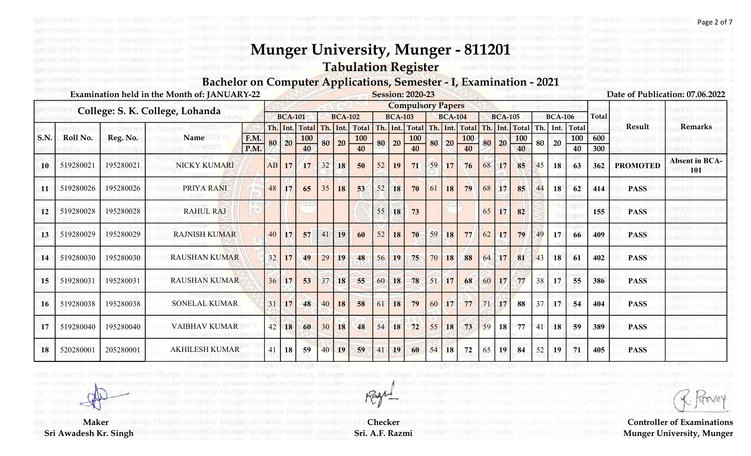# Munger University, Munger - 811201

## Tabulation Register

### Bachelor on Computer Applications, Semester - I, Examination - 2021

Examination held in the Month of: JANUARY-22

Session: 2020-23

Date of Publication: 07.06.2022

College: S. K. College, Lohanda

| S.N. | Roll No. | Reg. No. | Name | | BCA-101 | | | BCA-102 | | | BCA-103 | | | BCA-104 | | | BCA-105 | | | BCA-106 | | | Total | Result | Remarks |
|---|---|---|---|---|---|---|---|---|---|---|---|---|---|---|---|---|---|---|---|---|---|---|---|---|---|
| | | | | | Th. | Int. | Total | Th. | Int. | Total | Th. | Int. | Total | Th. | Int. | Total | Th. | Int. | Total | Th. | Int. | Total | | | |
| | | | | F.M. | 80 | 20 | 100 | 80 | 20 | 100 | 80 | 20 | 100 | 80 | 20 | 100 | 80 | 20 | 100 | 80 | 20 | 100 | 600 | | |
| | | | | P.M. | | | 40 | | | 40 | | | 40 | | | 40 | | | 40 | | | 40 | 300 | | |
| 10 | 519280021 | 195280021 | NICKY KUMARI | | AB | 17 | 17 | 32 | 18 | 50 | 52 | 19 | 71 | 59 | 17 | 76 | 68 | 17 | 85 | 45 | 18 | 63 | 362 | PROMOTED | Absent in BCA-101 |
| 11 | 519280026 | 195280026 | PRIYA RANI | | 48 | 17 | 65 | 35 | 18 | 53 | 52 | 18 | 70 | 61 | 18 | 79 | 68 | 17 | 85 | 44 | 18 | 62 | 414 | PASS | |
| 12 | 519280028 | 195280028 | RAHUL RAJ | | | | | | | | 55 | 18 | 73 | | | | 65 | 17 | 82 | | | | 155 | PASS | |
| 13 | 519280029 | 195280029 | RAJNISH KUMAR | | 40 | 17 | 57 | 41 | 19 | 60 | 52 | 18 | 70 | 59 | 18 | 77 | 62 | 17 | 79 | 49 | 17 | 66 | 409 | PASS | |
| 14 | 519280030 | 195280030 | RAUSHAN KUMAR | | 32 | 17 | 49 | 29 | 19 | 48 | 56 | 19 | 75 | 70 | 18 | 88 | 64 | 17 | 81 | 43 | 18 | 61 | 402 | PASS | |
| 15 | 519280031 | 195280031 | RAUSHAN KUMAR | | 36 | 17 | 53 | 37 | 18 | 55 | 60 | 18 | 78 | 51 | 17 | 68 | 60 | 17 | 77 | 38 | 17 | 55 | 386 | PASS | |
| 16 | 519280038 | 195280038 | SONELAL KUMAR | | 31 | 17 | 48 | 40 | 18 | 58 | 61 | 18 | 79 | 60 | 17 | 77 | 71 | 17 | 88 | 37 | 17 | 54 | 404 | PASS | |
| 17 | 519280040 | 195280040 | VAIBHAV KUMAR | | 42 | 18 | 60 | 30 | 18 | 48 | 54 | 18 | 72 | 55 | 18 | 73 | 59 | 18 | 77 | 41 | 18 | 59 | 389 | PASS | |
| 18 | 520280001 | 205280001 | AKHILESH KUMAR | | 41 | 18 | 59 | 40 | 19 | 59 | 41 | 19 | 60 | 54 | 18 | 72 | 65 | 19 | 84 | 52 | 19 | 71 | 405 | PASS | |

Maker
Sri Awadesh Kr. Singh

Checker
Sri. A.F. Razmi

Controller of Examinations
Munger University, Munger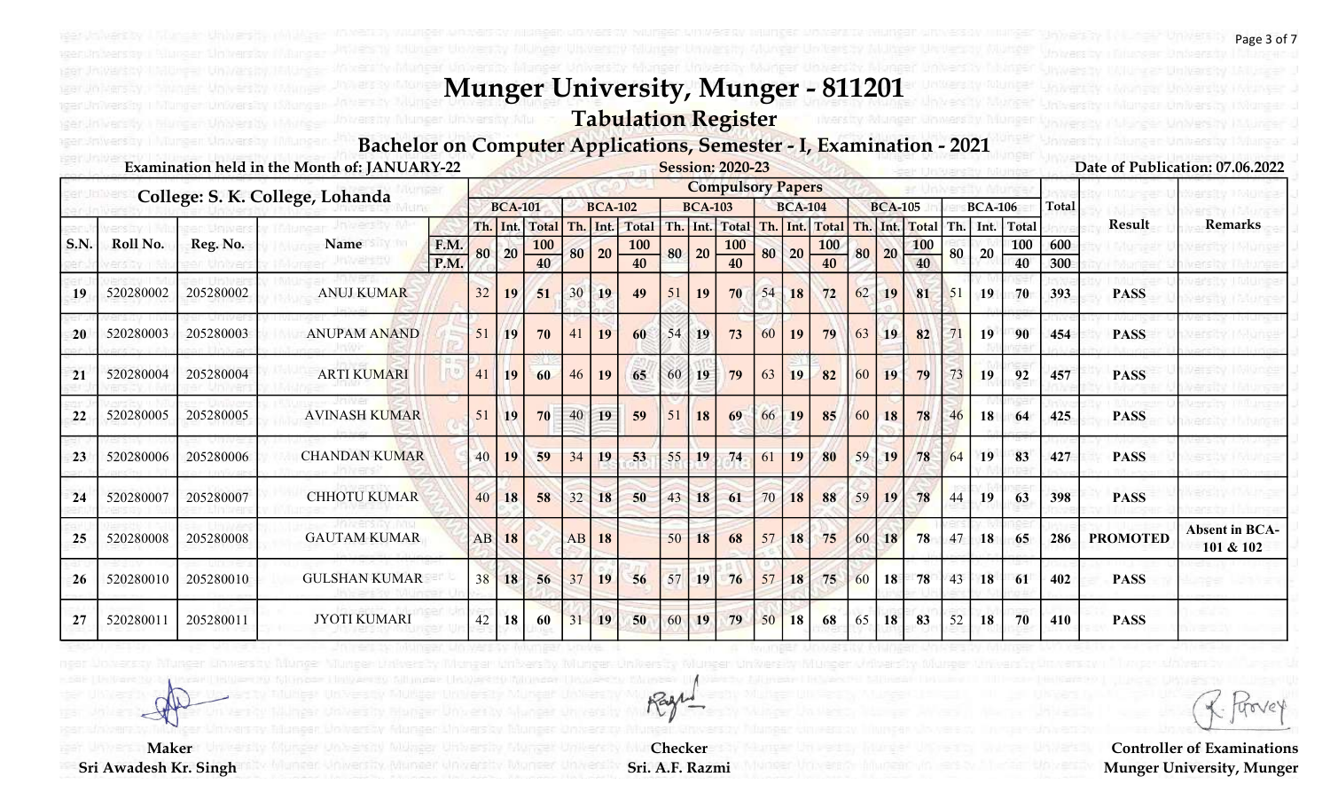# Munger University, Munger - 811201

## Tabulation Register

### Bachelor on Computer Applications, Semester - I, Examination - 2021

Examination held in the Month of: JANUARY-22

Session: 2020-23

Date of Publication: 07.06.2022

College: S. K. College, Lohanda

| S.N. | Roll No. | Reg. No. | Name | | BCA-101 | | | BCA-102 | | | BCA-103 | | | BCA-104 | | | BCA-105 | | | BCA-106 | | | Total | Result | Remarks |
|---|---|---|---|---|---|---|---|---|---|---|---|---|---|---|---|---|---|---|---|---|---|---|---|---|---|
| | | | | | Th. | Int. | Total | Th. | Int. | Total | Th. | Int. | Total | Th. | Int. | Total | Th. | Int. | Total | Th. | Int. | Total | | | |
| | | | | F.M. | 80 | 20 | 100 | 80 | 20 | 100 | 80 | 20 | 100 | 80 | 20 | 100 | 80 | 20 | 100 | 80 | 20 | 100 | 600 | | |
| | | | | P.M. | | | 40 | | | 40 | | | 40 | | | 40 | | | 40 | | | 40 | 300 | | |
| 19 | 520280002 | 205280002 | ANUJ KUMAR | | 32 | 19 | 51 | 30 | 19 | 49 | 51 | 19 | 70 | 54 | 18 | 72 | 62 | 19 | 81 | 51 | 19 | 70 | 393 | PASS | |
| 20 | 520280003 | 205280003 | ANUPAM ANAND | | 51 | 19 | 70 | 41 | 19 | 60 | 54 | 19 | 73 | 60 | 19 | 79 | 63 | 19 | 82 | 71 | 19 | 90 | 454 | PASS | |
| 21 | 520280004 | 205280004 | ARTI KUMARI | | 41 | 19 | 60 | 46 | 19 | 65 | 60 | 19 | 79 | 63 | 19 | 82 | 60 | 19 | 79 | 73 | 19 | 92 | 457 | PASS | |
| 22 | 520280005 | 205280005 | AVINASH KUMAR | | 51 | 19 | 70 | 40 | 19 | 59 | 51 | 18 | 69 | 66 | 19 | 85 | 60 | 18 | 78 | 46 | 18 | 64 | 425 | PASS | |
| 23 | 520280006 | 205280006 | CHANDAN KUMAR | | 40 | 19 | 59 | 34 | 19 | 53 | 55 | 19 | 74 | 61 | 19 | 80 | 59 | 19 | 78 | 64 | 19 | 83 | 427 | PASS | |
| 24 | 520280007 | 205280007 | CHHOTU KUMAR | | 40 | 18 | 58 | 32 | 18 | 50 | 43 | 18 | 61 | 70 | 18 | 88 | 59 | 19 | 78 | 44 | 19 | 63 | 398 | PASS | |
| 25 | 520280008 | 205280008 | GAUTAM KUMAR | | AB | 18 | | AB | 18 | | 50 | 18 | 68 | 57 | 18 | 75 | 60 | 18 | 78 | 47 | 18 | 65 | 286 | PROMOTED | Absent in BCA-101 & 102 |
| 26 | 520280010 | 205280010 | GULSHAN KUMAR | | 38 | 18 | 56 | 37 | 19 | 56 | 57 | 19 | 76 | 57 | 18 | 75 | 60 | 18 | 78 | 43 | 18 | 61 | 402 | PASS | |
| 27 | 520280011 | 205280011 | JYOTI KUMARI | | 42 | 18 | 60 | 31 | 19 | 50 | 60 | 19 | 79 | 50 | 18 | 68 | 65 | 18 | 83 | 52 | 18 | 70 | 410 | PASS | |

Maker
Sri Awadesh Kr. Singh

Checker
Sri. A.F. Razmi

Controller of Examinations
Munger University, Munger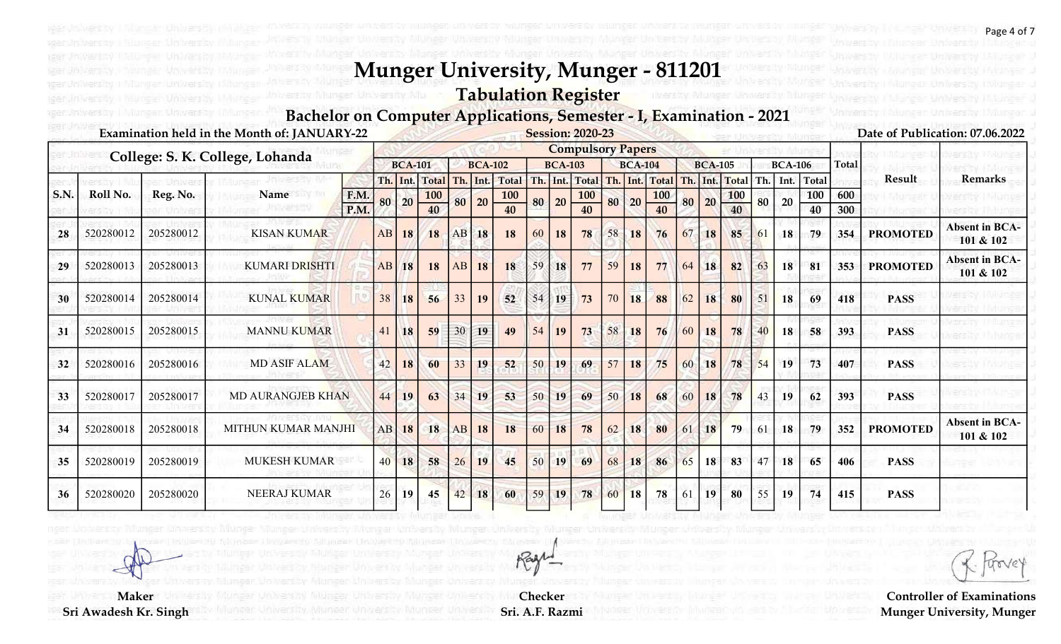# Munger University, Munger - 811201

## Tabulation Register

### Bachelor on Computer Applications, Semester - I, Examination - 2021

Examination held in the Month of: JANUARY-22 | Session: 2020-23 | Date of Publication: 07.06.2022

**College: S. K. College, Lohanda**

| S.N. | Roll No. | Reg. No. | Name | | BCA-101 Th. | BCA-101 Int. | BCA-101 Total | BCA-102 Th. | BCA-102 Int. | BCA-102 Total | BCA-103 Th. | BCA-103 Int. | BCA-103 Total | BCA-104 Th. | BCA-104 Int. | BCA-104 Total | BCA-105 Th. | BCA-105 Int. | BCA-105 Total | BCA-106 Th. | BCA-106 Int. | BCA-106 Total | Total | Result | Remarks |
|---|---|---|---|---|---|---|---|---|---|---|---|---|---|---|---|---|---|---|---|---|---|---|---|---|---|
| | | | | F.M. | 80 | 20 | 100 | 80 | 20 | 100 | 80 | 20 | 100 | 80 | 20 | 100 | 80 | 20 | 100 | 80 | 20 | 100 | 600 | | |
| | | | | P.M. | | | 40 | | | 40 | | | 40 | | | 40 | | | 40 | | | 40 | 300 | | |
| 28 | 520280012 | 205280012 | KISAN KUMAR | | AB | 18 | 18 | AB | 18 | 18 | 60 | 18 | 78 | 58 | 18 | 76 | 67 | 18 | 85 | 61 | 18 | 79 | 354 | PROMOTED | Absent in BCA-101 & 102 |
| 29 | 520280013 | 205280013 | KUMARI DRISHTI | | AB | 18 | 18 | AB | 18 | 18 | 59 | 18 | 77 | 59 | 18 | 77 | 64 | 18 | 82 | 63 | 18 | 81 | 353 | PROMOTED | Absent in BCA-101 & 102 |
| 30 | 520280014 | 205280014 | KUNAL KUMAR | | 38 | 18 | 56 | 33 | 19 | 52 | 54 | 19 | 73 | 70 | 18 | 88 | 62 | 18 | 80 | 51 | 18 | 69 | 418 | PASS | |
| 31 | 520280015 | 205280015 | MANNU KUMAR | | 41 | 18 | 59 | 30 | 19 | 49 | 54 | 19 | 73 | 58 | 18 | 76 | 60 | 18 | 78 | 40 | 18 | 58 | 393 | PASS | |
| 32 | 520280016 | 205280016 | MD ASIF ALAM | | 42 | 18 | 60 | 33 | 19 | 52 | 50 | 19 | 69 | 57 | 18 | 75 | 60 | 18 | 78 | 54 | 19 | 73 | 407 | PASS | |
| 33 | 520280017 | 205280017 | MD AURANGJEB KHAN | | 44 | 19 | 63 | 34 | 19 | 53 | 50 | 19 | 69 | 50 | 18 | 68 | 60 | 18 | 78 | 43 | 19 | 62 | 393 | PASS | |
| 34 | 520280018 | 205280018 | MITHUN KUMAR MANJHI | | AB | 18 | 18 | AB | 18 | 18 | 60 | 18 | 78 | 62 | 18 | 80 | 61 | 18 | 79 | 61 | 18 | 79 | 352 | PROMOTED | Absent in BCA-101 & 102 |
| 35 | 520280019 | 205280019 | MUKESH KUMAR | | 40 | 18 | 58 | 26 | 19 | 45 | 50 | 19 | 69 | 68 | 18 | 86 | 65 | 18 | 83 | 47 | 18 | 65 | 406 | PASS | |
| 36 | 520280020 | 205280020 | NEERAJ KUMAR | | 26 | 19 | 45 | 42 | 18 | 60 | 59 | 19 | 78 | 60 | 18 | 78 | 61 | 19 | 80 | 55 | 19 | 74 | 415 | PASS | |

Maker
Sri Awadesh Kr. Singh

Checker
Sri. A.F. Razmi

Controller of Examinations
Munger University, Munger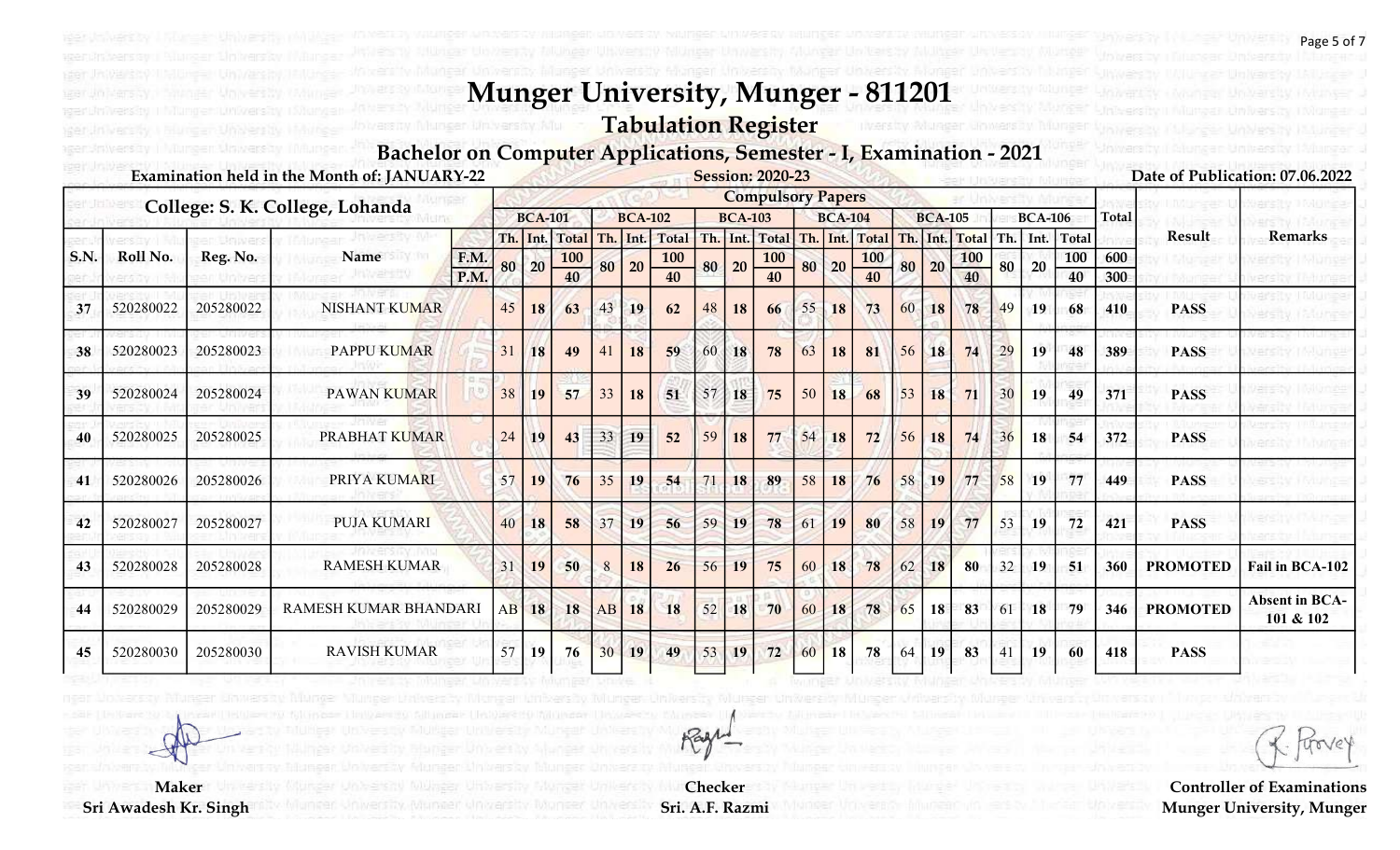# Munger University, Munger - 811201

## Tabulation Register

### Bachelor on Computer Applications, Semester - I, Examination - 2021

Examination held in the Month of: JANUARY-22 | Session: 2020-23 | Date of Publication: 07.06.2022

**College: S. K. College, Lohanda**

| S.N. | Roll No. | Reg. No. | Name | BCA-101 Th. | BCA-101 Int. | BCA-101 Total | BCA-102 Th. | BCA-102 Int. | BCA-102 Total | BCA-103 Th. | BCA-103 Int. | BCA-103 Total | BCA-104 Th. | BCA-104 Int. | BCA-104 Total | BCA-105 Th. | BCA-105 Int. | BCA-105 Total | BCA-106 Th. | BCA-106 Int. | BCA-106 Total | Total | Result | Remarks |
|---|---|---|---|---|---|---|---|---|---|---|---|---|---|---|---|---|---|---|---|---|---|---|---|---|
| | | | F.M. | 80 | 20 | 100 | 80 | 20 | 100 | 80 | 20 | 100 | 80 | 20 | 100 | 80 | 20 | 100 | 80 | 20 | 100 | 600 | | |
| | | | P.M. | | | 40 | | | 40 | | | 40 | | | 40 | | | 40 | | | 40 | 300 | | |
| 37 | 520280022 | 205280022 | NISHANT KUMAR | 45 | 18 | 63 | 43 | 19 | 62 | 48 | 18 | 66 | 55 | 18 | 73 | 60 | 18 | 78 | 49 | 19 | 68 | 410 | PASS | |
| 38 | 520280023 | 205280023 | PAPPU KUMAR | 31 | 18 | 49 | 41 | 18 | 59 | 60 | 18 | 78 | 63 | 18 | 81 | 56 | 18 | 74 | 29 | 19 | 48 | 389 | PASS | |
| 39 | 520280024 | 205280024 | PAWAN KUMAR | 38 | 19 | 57 | 33 | 18 | 51 | 57 | 18 | 75 | 50 | 18 | 68 | 53 | 18 | 71 | 30 | 19 | 49 | 371 | PASS | |
| 40 | 520280025 | 205280025 | PRABHAT KUMAR | 24 | 19 | 43 | 33 | 19 | 52 | 59 | 18 | 77 | 54 | 18 | 72 | 56 | 18 | 74 | 36 | 18 | 54 | 372 | PASS | |
| 41 | 520280026 | 205280026 | PRIYA KUMARI | 57 | 19 | 76 | 35 | 19 | 54 | 71 | 18 | 89 | 58 | 18 | 76 | 58 | 19 | 77 | 58 | 19 | 77 | 449 | PASS | |
| 42 | 520280027 | 205280027 | PUJA KUMARI | 40 | 18 | 58 | 37 | 19 | 56 | 59 | 19 | 78 | 61 | 19 | 80 | 58 | 19 | 77 | 53 | 19 | 72 | 421 | PASS | |
| 43 | 520280028 | 205280028 | RAMESH KUMAR | 31 | 19 | 50 | 8 | 18 | 26 | 56 | 19 | 75 | 60 | 18 | 78 | 62 | 18 | 80 | 32 | 19 | 51 | 360 | PROMOTED | Fail in BCA-102 |
| 44 | 520280029 | 205280029 | RAMESH KUMAR BHANDARI | AB | 18 | 18 | AB | 18 | 18 | 52 | 18 | 70 | 60 | 18 | 78 | 65 | 18 | 83 | 61 | 18 | 79 | 346 | PROMOTED | Absent in BCA-101 & 102 |
| 45 | 520280030 | 205280030 | RAVISH KUMAR | 57 | 19 | 76 | 30 | 19 | 49 | 53 | 19 | 72 | 60 | 18 | 78 | 64 | 19 | 83 | 41 | 19 | 60 | 418 | PASS | |

Maker
Sri Awadesh Kr. Singh

Checker
Sri. A.F. Razmi

Controller of Examinations
Munger University, Munger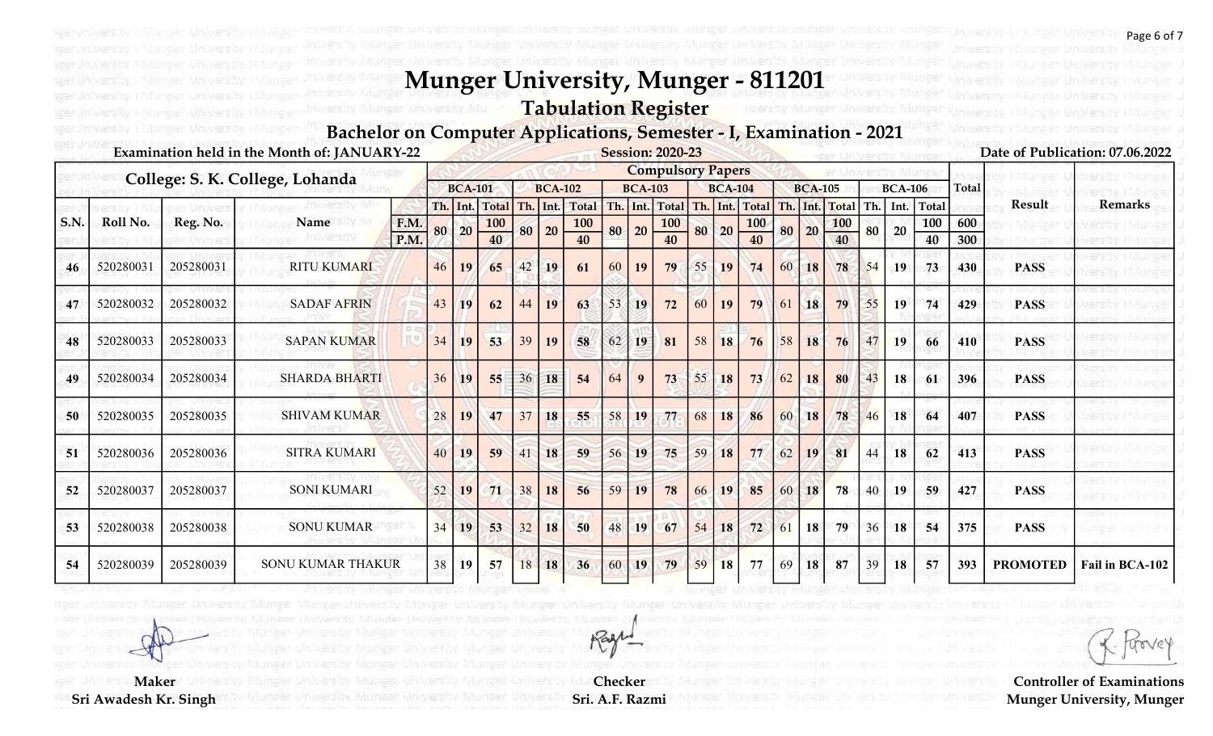# Munger University, Munger - 811201

## Tabulation Register

### Bachelor on Computer Applications, Semester - I, Examination - 2021

Examination held in the Month of: JANUARY-22

Session: 2020-23

Date of Publication: 07.06.2022

College: S. K. College, Lohanda

| | | | | Compulsory Papers | | | | | | | | | | | | | | | | | | | | |
|---|---|---|---|---|---|---|---|---|---|---|---|---|---|---|---|---|---|---|---|---|---|---|---|---|
| | | | | BCA-101 | | | BCA-102 | | | BCA-103 | | | BCA-104 | | | BCA-105 | | | BCA-106 | | | Total | Result | Remarks |
| S.N. | Roll No. | Reg. No. | Name | Th. | Int. | Total | Th. | Int. | Total | Th. | Int. | Total | Th. | Int. | Total | Th. | Int. | Total | Th. | Int. | Total | | | |
| | | | F.M. | 80 | 20 | 100 | 80 | 20 | 100 | 80 | 20 | 100 | 80 | 20 | 100 | 80 | 20 | 100 | 80 | 20 | 100 | 600 | | |
| | | | P.M. | | | 40 | | | 40 | | | 40 | | | 40 | | | 40 | | | 40 | 300 | | |
| 46 | 520280031 | 205280031 | RITU KUMARI | 46 | 19 | 65 | 42 | 19 | 61 | 60 | 19 | 79 | 55 | 19 | 74 | 60 | 18 | 78 | 54 | 19 | 73 | 430 | PASS | |
| 47 | 520280032 | 205280032 | SADAF AFRIN | 43 | 19 | 62 | 44 | 19 | 63 | 53 | 19 | 72 | 60 | 19 | 79 | 61 | 18 | 79 | 55 | 19 | 74 | 429 | PASS | |
| 48 | 520280033 | 205280033 | SAPAN KUMAR | 34 | 19 | 53 | 39 | 19 | 58 | 62 | 19 | 81 | 58 | 18 | 76 | 58 | 18 | 76 | 47 | 19 | 66 | 410 | PASS | |
| 49 | 520280034 | 205280034 | SHARDA BHARTI | 36 | 19 | 55 | 36 | 18 | 54 | 64 | 9 | 73 | 55 | 18 | 73 | 62 | 18 | 80 | 43 | 18 | 61 | 396 | PASS | |
| 50 | 520280035 | 205280035 | SHIVAM KUMAR | 28 | 19 | 47 | 37 | 18 | 55 | 58 | 19 | 77 | 68 | 18 | 86 | 60 | 18 | 78 | 46 | 18 | 64 | 407 | PASS | |
| 51 | 520280036 | 205280036 | SITRA KUMARI | 40 | 19 | 59 | 41 | 18 | 59 | 56 | 19 | 75 | 59 | 18 | 77 | 62 | 19 | 81 | 44 | 18 | 62 | 413 | PASS | |
| 52 | 520280037 | 205280037 | SONI KUMARI | 52 | 19 | 71 | 38 | 18 | 56 | 59 | 19 | 78 | 66 | 19 | 85 | 60 | 18 | 78 | 40 | 19 | 59 | 427 | PASS | |
| 53 | 520280038 | 205280038 | SONU KUMAR | 34 | 19 | 53 | 32 | 18 | 50 | 48 | 19 | 67 | 54 | 18 | 72 | 61 | 18 | 79 | 36 | 18 | 54 | 375 | PASS | |
| 54 | 520280039 | 205280039 | SONU KUMAR THAKUR | 38 | 19 | 57 | 18 | 18 | 36 | 60 | 19 | 79 | 59 | 18 | 77 | 69 | 18 | 87 | 39 | 18 | 57 | 393 | PROMOTED | Fail in BCA-102 |

Maker
Sri Awadesh Kr. Singh

Checker
Sri. A.F. Razmi

Controller of Examinations
Munger University, Munger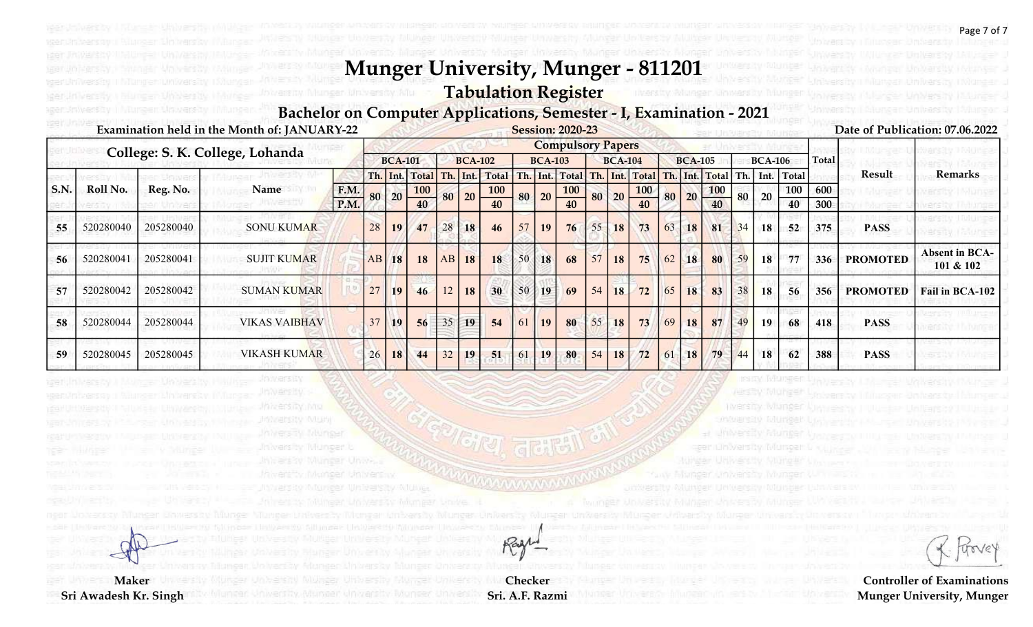# Munger University, Munger - 811201

## Tabulation Register

### Bachelor on Computer Applications, Semester - I, Examination - 2021

Examination held in the Month of: JANUARY-22

Session: 2020-23

Date of Publication: 07.06.2022

**College: S. K. College, Lohanda**

| | | | | | Compulsory Papers | | | | | | | | | | | | | | | | | | | | |
|---|---|---|---|---|---|---|---|---|---|---|---|---|---|---|---|---|---|---|---|---|---|---|---|---|---|
| | | | | | BCA-101 | | | BCA-102 | | | BCA-103 | | | BCA-104 | | | BCA-105 | | | BCA-106 | | | Total | Result | Remarks |
| | | | | | Th. | Int. | Total | Th. | Int. | Total | Th. | Int. | Total | Th. | Int. | Total | Th. | Int. | Total | Th. | Int. | Total | | | |
| S.N. | Roll No. | Reg. No. | Name | F.M. | 80 | 20 | 100 | 80 | 20 | 100 | 80 | 20 | 100 | 80 | 20 | 100 | 80 | 20 | 100 | 80 | 20 | 100 | 600 | | |
| | | | | P.M. | | | 40 | | | 40 | | | 40 | | | 40 | | | 40 | | | 40 | 300 | | |
| 55 | 520280040 | 205280040 | SONU KUMAR | | 28 | 19 | 47 | 28 | 18 | 46 | 57 | 19 | 76 | 55 | 18 | 73 | 63 | 18 | 81 | 34 | 18 | 52 | 375 | PASS | |
| 56 | 520280041 | 205280041 | SUJIT KUMAR | | AB | 18 | 18 | AB | 18 | 18 | 50 | 18 | 68 | 57 | 18 | 75 | 62 | 18 | 80 | 59 | 18 | 77 | 336 | PROMOTED | Absent in BCA-101 & 102 |
| 57 | 520280042 | 205280042 | SUMAN KUMAR | | 27 | 19 | 46 | 12 | 18 | 30 | 50 | 19 | 69 | 54 | 18 | 72 | 65 | 18 | 83 | 38 | 18 | 56 | 356 | PROMOTED | Fail in BCA-102 |
| 58 | 520280044 | 205280044 | VIKAS VAIBHAV | | 37 | 19 | 56 | 35 | 19 | 54 | 61 | 19 | 80 | 55 | 18 | 73 | 69 | 18 | 87 | 49 | 19 | 68 | 418 | PASS | |
| 59 | 520280045 | 205280045 | VIKASH KUMAR | | 26 | 18 | 44 | 32 | 19 | 51 | 61 | 19 | 80 | 54 | 18 | 72 | 61 | 18 | 79 | 44 | 18 | 62 | 388 | PASS | |

Maker
Sri Awadesh Kr. Singh

Checker
Sri. A.F. Razmi

Controller of Examinations
Munger University, Munger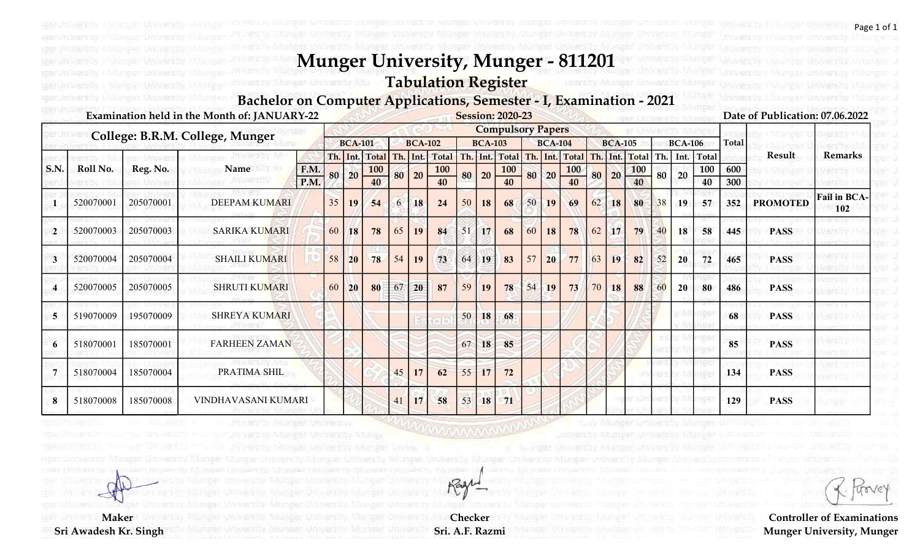# Munger University, Munger - 811201

## Tabulation Register

### Bachelor on Computer Applications, Semester - I, Examination - 2021

**Examination held in the Month of: JANUARY-22** | **Session: 2020-23** | **Date of Publication: 07.06.2022**

**College: B.R.M. College, Munger**

| S.N. | Roll No. | Reg. No. | Name | | BCA-101 Th. | BCA-101 Int. | BCA-101 Total | BCA-102 Th. | BCA-102 Int. | BCA-102 Total | BCA-103 Th. | BCA-103 Int. | BCA-103 Total | BCA-104 Th. | BCA-104 Int. | BCA-104 Total | BCA-105 Th. | BCA-105 Int. | BCA-105 Total | BCA-106 Th. | BCA-106 Int. | BCA-106 Total | Total | Result | Remarks |
|---|---|---|---|---|---|---|---|---|---|---|---|---|---|---|---|---|---|---|---|---|---|---|---|---|---|
| | | | | F.M. | 80 | 20 | 100 | 80 | 20 | 100 | 80 | 20 | 100 | 80 | 20 | 100 | 80 | 20 | 100 | 80 | 20 | 100 | 600 | | |
| | | | | P.M. | | | 40 | | | 40 | | | 40 | | | 40 | | | 40 | | | 40 | 300 | | |
| 1 | 520070001 | 205070001 | DEEPAM KUMARI | | 35 | 19 | 54 | 6 | 18 | 24 | 50 | 18 | 68 | 50 | 19 | 69 | 62 | 18 | 80 | 38 | 19 | 57 | 352 | PROMOTED | Fail in BCA-102 |
| 2 | 520070003 | 205070003 | SARIKA KUMARI | | 60 | 18 | 78 | 65 | 19 | 84 | 51 | 17 | 68 | 60 | 18 | 78 | 62 | 17 | 79 | 40 | 18 | 58 | 445 | PASS | |
| 3 | 520070004 | 205070004 | SHAILI KUMARI | | 58 | 20 | 78 | 54 | 19 | 73 | 64 | 19 | 83 | 57 | 20 | 77 | 63 | 19 | 82 | 52 | 20 | 72 | 465 | PASS | |
| 4 | 520070005 | 205070005 | SHRUTI KUMARI | | 60 | 20 | 80 | 67 | 20 | 87 | 59 | 19 | 78 | 54 | 19 | 73 | 70 | 18 | 88 | 60 | 20 | 80 | 486 | PASS | |
| 5 | 519070009 | 195070009 | SHREYA KUMARI | | | | | | | | 50 | 18 | 68 | | | | | | | | | | 68 | PASS | |
| 6 | 518070001 | 185070001 | FARHEEN ZAMAN | | | | | | | | 67 | 18 | 85 | | | | | | | | | | 85 | PASS | |
| 7 | 518070004 | 185070004 | PRATIMA SHIL | | | | | 45 | 17 | 62 | 55 | 17 | 72 | | | | | | | | | | 134 | PASS | |
| 8 | 518070008 | 185070008 | VINDHAVASANI KUMARI | | | | | 41 | 17 | 58 | 53 | 18 | 71 | | | | | | | | | | 129 | PASS | |

Maker
Sri Awadesh Kr. Singh

Checker
Sri. A.F. Razmi

Controller of Examinations
Munger University, Munger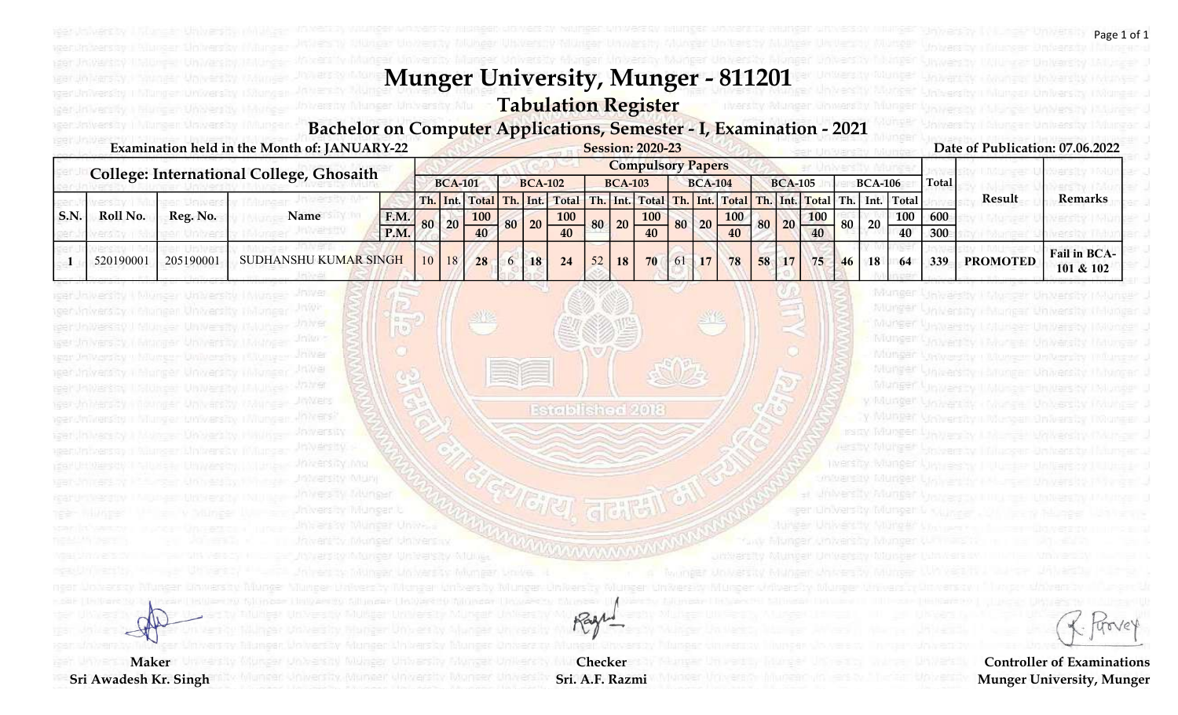# Munger University, Munger - 811201

## Tabulation Register

### Bachelor on Computer Applications, Semester - I, Examination - 2021

**Examination held in the Month of: JANUARY-22** | **Session: 2020-23** | **Date of Publication: 07.06.2022**

| College: International College, Ghosaith | | | | | Compulsory Papers | | | | | | | | | | | | | | | | | | | | |
|---|---|---|---|---|---|---|---|---|---|---|---|---|---|---|---|---|---|---|---|---|---|---|---|---|---|
| | | | | | BCA-101 | | | BCA-102 | | | BCA-103 | | | BCA-104 | | | BCA-105 | | | BCA-106 | | | Total | Result | Remarks |
| S.N. | Roll No. | Reg. No. | Name | | Th. | Int. | Total | Th. | Int. | Total | Th. | Int. | Total | Th. | Int. | Total | Th. | Int. | Total | Th. | Int. | Total | | | |
| | | | | F.M. | 80 | 20 | 100 | 80 | 20 | 100 | 80 | 20 | 100 | 80 | 20 | 100 | 80 | 20 | 100 | 80 | 20 | 100 | 600 | | |
| | | | | P.M. | | | 40 | | | 40 | | | 40 | | | 40 | | | 40 | | | 40 | 300 | | |
| 1 | 520190001 | 205190001 | SUDHANSHU KUMAR SINGH | | 10 | 18 | 28 | 6 | 18 | 24 | 52 | 18 | 70 | 61 | 17 | 78 | 58 | 17 | 75 | 46 | 18 | 64 | 339 | PROMOTED | Fail in BCA-101 & 102 |

**Maker**
Sri Awadesh Kr. Singh

**Checker**
Sri. A.F. Razmi

**Controller of Examinations**
Munger University, Munger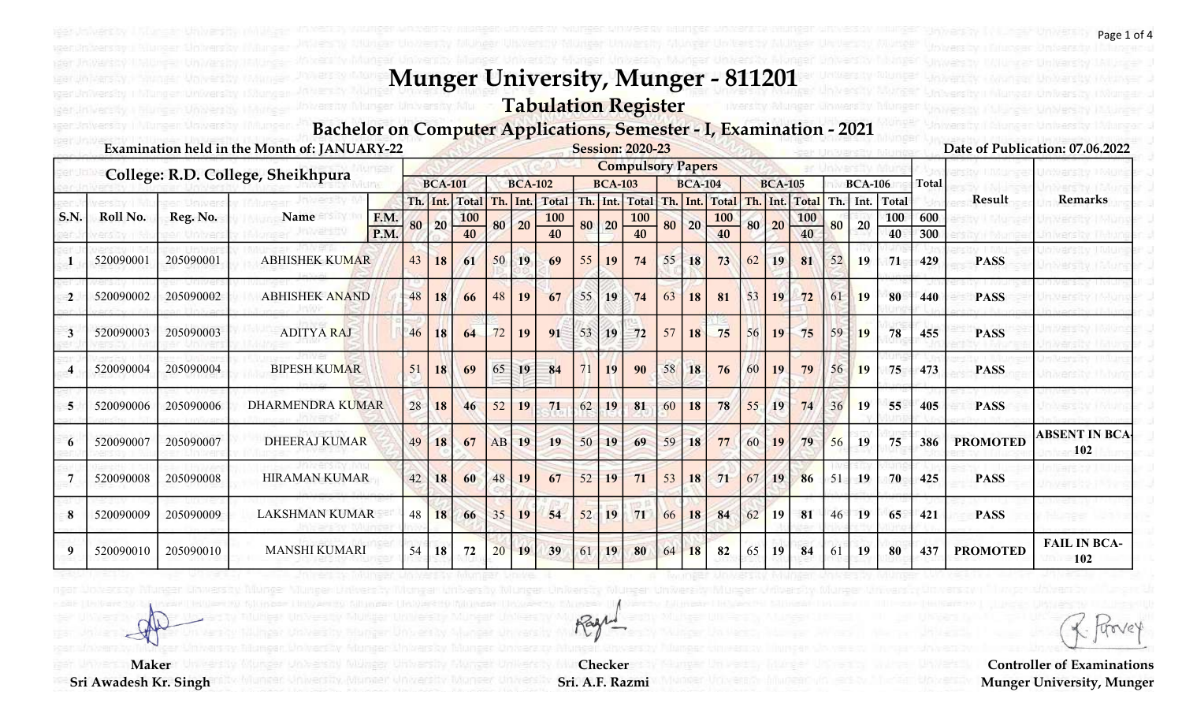# Munger University, Munger - 811201

## Tabulation Register

### Bachelor on Computer Applications, Semester - I, Examination - 2021

**Examination held in the Month of: JANUARY-22** | **Session: 2020-23** | **Date of Publication: 07.06.2022**

**College: R.D. College, Sheikhpura**

| S.N. | Roll No. | Reg. No. | Name | | BCA-101 | | | BCA-102 | | | BCA-103 | | | BCA-104 | | | BCA-105 | | | BCA-106 | | | Total | Result | Remarks |
|---|---|---|---|---|---|---|---|---|---|---|---|---|---|---|---|---|---|---|---|---|---|---|---|---|---|
| | | | | | Th. | Int. | Total | Th. | Int. | Total | Th. | Int. | Total | Th. | Int. | Total | Th. | Int. | Total | Th. | Int. | Total | | | |
| | | | | F.M. | 80 | 20 | 100 | 80 | 20 | 100 | 80 | 20 | 100 | 80 | 20 | 100 | 80 | 20 | 100 | 80 | 20 | 100 | 600 | | |
| | | | | P.M. | | | 40 | | | 40 | | | 40 | | | 40 | | | 40 | | | 40 | 300 | | |
| 1 | 520090001 | 205090001 | ABHISHEK KUMAR | | 43 | 18 | 61 | 50 | 19 | 69 | 55 | 19 | 74 | 55 | 18 | 73 | 62 | 19 | 81 | 52 | 19 | 71 | 429 | PASS | |
| 2 | 520090002 | 205090002 | ABHISHEK ANAND | | 48 | 18 | 66 | 48 | 19 | 67 | 55 | 19 | 74 | 63 | 18 | 81 | 53 | 19 | 72 | 61 | 19 | 80 | 440 | PASS | |
| 3 | 520090003 | 205090003 | ADITYA RAJ | | 46 | 18 | 64 | 72 | 19 | 91 | 53 | 19 | 72 | 57 | 18 | 75 | 56 | 19 | 75 | 59 | 19 | 78 | 455 | PASS | |
| 4 | 520090004 | 205090004 | BIPESH KUMAR | | 51 | 18 | 69 | 65 | 19 | 84 | 71 | 19 | 90 | 58 | 18 | 76 | 60 | 19 | 79 | 56 | 19 | 75 | 473 | PASS | |
| 5 | 520090006 | 205090006 | DHARMENDRA KUMAR | | 28 | 18 | 46 | 52 | 19 | 71 | 62 | 19 | 81 | 60 | 18 | 78 | 55 | 19 | 74 | 36 | 19 | 55 | 405 | PASS | |
| 6 | 520090007 | 205090007 | DHEERAJ KUMAR | | 49 | 18 | 67 | AB | 19 | 19 | 50 | 19 | 69 | 59 | 18 | 77 | 60 | 19 | 79 | 56 | 19 | 75 | 386 | PROMOTED | ABSENT IN BCA-102 |
| 7 | 520090008 | 205090008 | HIRAMAN KUMAR | | 42 | 18 | 60 | 48 | 19 | 67 | 52 | 19 | 71 | 53 | 18 | 71 | 67 | 19 | 86 | 51 | 19 | 70 | 425 | PASS | |
| 8 | 520090009 | 205090009 | LAKSHMAN KUMAR | | 48 | 18 | 66 | 35 | 19 | 54 | 52 | 19 | 71 | 66 | 18 | 84 | 62 | 19 | 81 | 46 | 19 | 65 | 421 | PASS | |
| 9 | 520090010 | 205090010 | MANSHI KUMARI | | 54 | 18 | 72 | 20 | 19 | 39 | 61 | 19 | 80 | 64 | 18 | 82 | 65 | 19 | 84 | 61 | 19 | 80 | 437 | PROMOTED | FAIL IN BCA-102 |

**Maker**
Sri Awadesh Kr. Singh

**Checker**
Sri. A.F. Razmi

**Controller of Examinations**
Munger University, Munger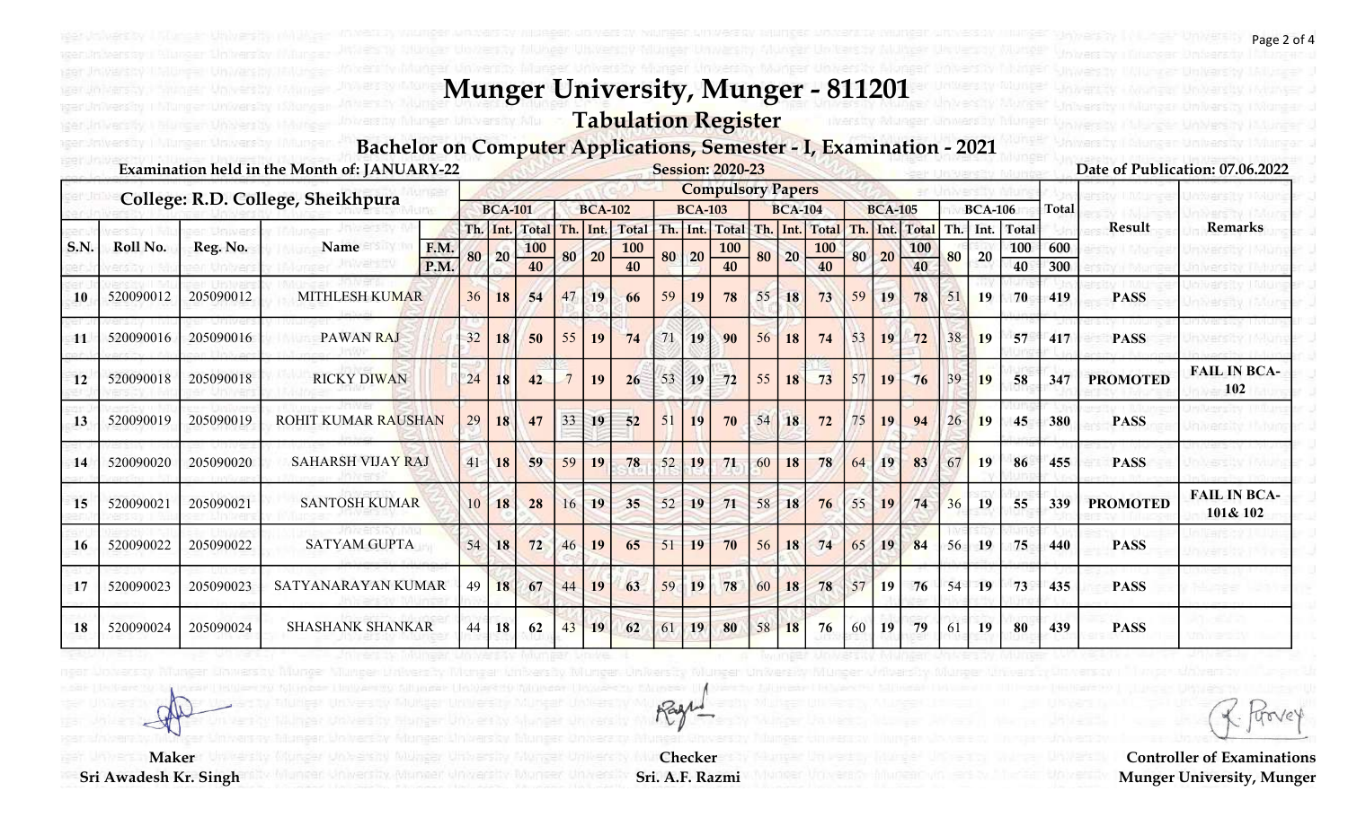# Munger University, Munger - 811201

## Tabulation Register

### Bachelor on Computer Applications, Semester - I, Examination - 2021

Examination held in the Month of: JANUARY-22

Session: 2020-23

Date of Publication: 07.06.2022

College: R.D. College, Sheikhpura

| | | | | | Compulsory Papers | | | | | | | | | | | | | | | | | | | | |
|---|---|---|---|---|---|---|---|---|---|---|---|---|---|---|---|---|---|---|---|---|---|---|---|---|---|
| | | | | | BCA-101 | | | BCA-102 | | | BCA-103 | | | BCA-104 | | | BCA-105 | | | BCA-106 | | | Total | Result | Remarks |
| S.N. | Roll No. | Reg. No. | Name | | Th. | Int. | Total | Th. | Int. | Total | Th. | Int. | Total | Th. | Int. | Total | Th. | Int. | Total | Th. | Int. | Total | | | |
| | | | | F.M. | 80 | 20 | 100 | 80 | 20 | 100 | 80 | 20 | 100 | 80 | 20 | 100 | 80 | 20 | 100 | 80 | 20 | 100 | 600 | | |
| | | | | P.M. | | | 40 | | | 40 | | | 40 | | | 40 | | | 40 | | | 40 | 300 | | |
| 10 | 520090012 | 205090012 | MITHLESH KUMAR | | 36 | 18 | 54 | 47 | 19 | 66 | 59 | 19 | 78 | 55 | 18 | 73 | 59 | 19 | 78 | 51 | 19 | 70 | 419 | PASS | |
| 11 | 520090016 | 205090016 | PAWAN RAJ | | 32 | 18 | 50 | 55 | 19 | 74 | 71 | 19 | 90 | 56 | 18 | 74 | 53 | 19 | 72 | 38 | 19 | 57 | 417 | PASS | |
| 12 | 520090018 | 205090018 | RICKY DIWAN | | 24 | 18 | 42 | 7 | 19 | 26 | 53 | 19 | 72 | 55 | 18 | 73 | 57 | 19 | 76 | 39 | 19 | 58 | 347 | PROMOTED | FAIL IN BCA-102 |
| 13 | 520090019 | 205090019 | ROHIT KUMAR RAUSHAN | | 29 | 18 | 47 | 33 | 19 | 52 | 51 | 19 | 70 | 54 | 18 | 72 | 75 | 19 | 94 | 26 | 19 | 45 | 380 | PASS | |
| 14 | 520090020 | 205090020 | SAHARSH VIJAY RAJ | | 41 | 18 | 59 | 59 | 19 | 78 | 52 | 19 | 71 | 60 | 18 | 78 | 64 | 19 | 83 | 67 | 19 | 86 | 455 | PASS | |
| 15 | 520090021 | 205090021 | SANTOSH KUMAR | | 10 | 18 | 28 | 16 | 19 | 35 | 52 | 19 | 71 | 58 | 18 | 76 | 55 | 19 | 74 | 36 | 19 | 55 | 339 | PROMOTED | FAIL IN BCA-101& 102 |
| 16 | 520090022 | 205090022 | SATYAM GUPTA | | 54 | 18 | 72 | 46 | 19 | 65 | 51 | 19 | 70 | 56 | 18 | 74 | 65 | 19 | 84 | 56 | 19 | 75 | 440 | PASS | |
| 17 | 520090023 | 205090023 | SATYANARAYAN KUMAR | | 49 | 18 | 67 | 44 | 19 | 63 | 59 | 19 | 78 | 60 | 18 | 78 | 57 | 19 | 76 | 54 | 19 | 73 | 435 | PASS | |
| 18 | 520090024 | 205090024 | SHASHANK SHANKAR | | 44 | 18 | 62 | 43 | 19 | 62 | 61 | 19 | 80 | 58 | 18 | 76 | 60 | 19 | 79 | 61 | 19 | 80 | 439 | PASS | |

Maker
Sri Awadesh Kr. Singh

Checker
Sri. A.F. Razmi

Controller of Examinations
Munger University, Munger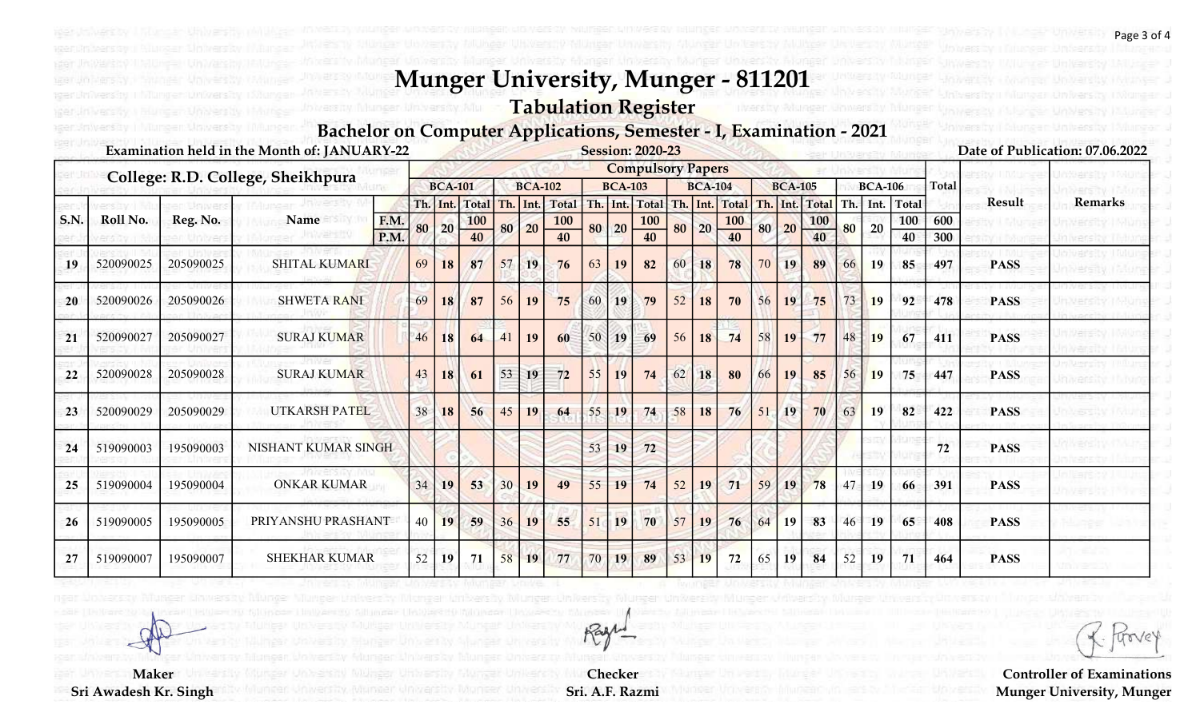# Munger University, Munger - 811201

## Tabulation Register

### Bachelor on Computer Applications, Semester - I, Examination - 2021

Examination held in the Month of: JANUARY-22

Session: 2020-23

Date of Publication: 07.06.2022

College: R.D. College, Sheikhpura

| S.N. | Roll No. | Reg. No. | Name | | Compulsory Papers | | | | | | | | | | | | | | | | | | Total | Result | Remarks |
|---|---|---|---|---|---|---|---|---|---|---|---|---|---|---|---|---|---|---|---|---|---|---|---|---|---|
| | | | | | BCA-101 | | | BCA-102 | | | BCA-103 | | | BCA-104 | | | BCA-105 | | | BCA-106 | | | | | |
| | | | | | Th. | Int. | Total | Th. | Int. | Total | Th. | Int. | Total | Th. | Int. | Total | Th. | Int. | Total | Th. | Int. | Total | | | |
| | | | | F.M. | 80 | 20 | 100 | 80 | 20 | 100 | 80 | 20 | 100 | 80 | 20 | 100 | 80 | 20 | 100 | 80 | 20 | 100 | 600 | | |
| | | | | P.M. | | | 40 | | | 40 | | | 40 | | | 40 | | | 40 | | | 40 | 300 | | |
| 19 | 520090025 | 205090025 | SHITAL KUMARI | | 69 | 18 | 87 | 57 | 19 | 76 | 63 | 19 | 82 | 60 | 18 | 78 | 70 | 19 | 89 | 66 | 19 | 85 | 497 | PASS | |
| 20 | 520090026 | 205090026 | SHWETA RANI | | 69 | 18 | 87 | 56 | 19 | 75 | 60 | 19 | 79 | 52 | 18 | 70 | 56 | 19 | 75 | 73 | 19 | 92 | 478 | PASS | |
| 21 | 520090027 | 205090027 | SURAJ KUMAR | | 46 | 18 | 64 | 41 | 19 | 60 | 50 | 19 | 69 | 56 | 18 | 74 | 58 | 19 | 77 | 48 | 19 | 67 | 411 | PASS | |
| 22 | 520090028 | 205090028 | SURAJ KUMAR | | 43 | 18 | 61 | 53 | 19 | 72 | 55 | 19 | 74 | 62 | 18 | 80 | 66 | 19 | 85 | 56 | 19 | 75 | 447 | PASS | |
| 23 | 520090029 | 205090029 | UTKARSH PATEL | | 38 | 18 | 56 | 45 | 19 | 64 | 55 | 19 | 74 | 58 | 18 | 76 | 51 | 19 | 70 | 63 | 19 | 82 | 422 | PASS | |
| 24 | 519090003 | 195090003 | NISHANT KUMAR SINGH | | | | | | | | 53 | 19 | 72 | | | | | | | | | | 72 | PASS | |
| 25 | 519090004 | 195090004 | ONKAR KUMAR | | 34 | 19 | 53 | 30 | 19 | 49 | 55 | 19 | 74 | 52 | 19 | 71 | 59 | 19 | 78 | 47 | 19 | 66 | 391 | PASS | |
| 26 | 519090005 | 195090005 | PRIYANSHU PRASHANT | | 40 | 19 | 59 | 36 | 19 | 55 | 51 | 19 | 70 | 57 | 19 | 76 | 64 | 19 | 83 | 46 | 19 | 65 | 408 | PASS | |
| 27 | 519090007 | 195090007 | SHEKHAR KUMAR | | 52 | 19 | 71 | 58 | 19 | 77 | 70 | 19 | 89 | 53 | 19 | 72 | 65 | 19 | 84 | 52 | 19 | 71 | 464 | PASS | |

**Maker**
Sri Awadesh Kr. Singh

**Checker**
Sri. A.F. Razmi

**Controller of Examinations**
Munger University, Munger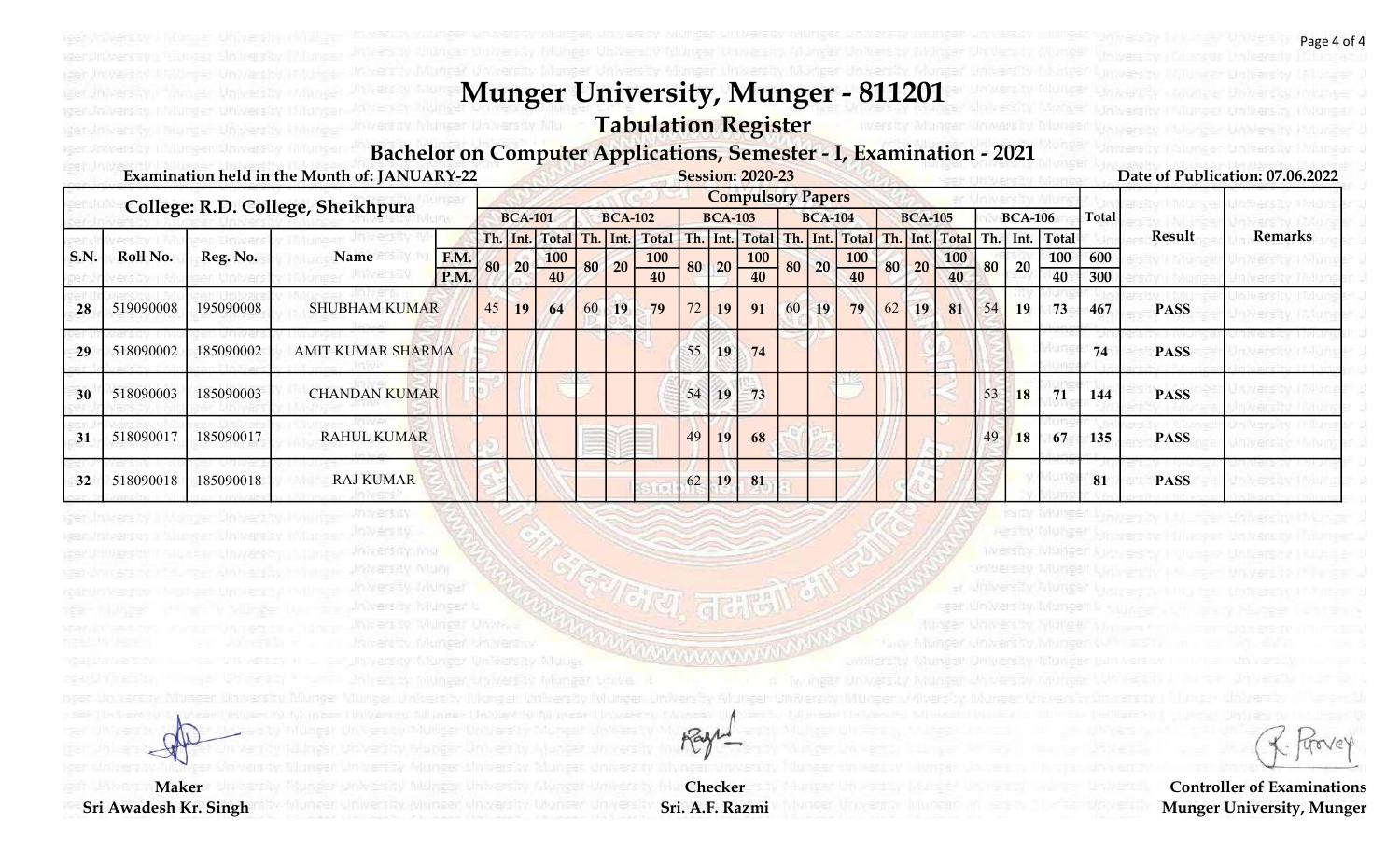# Munger University, Munger - 811201

## Tabulation Register

### Bachelor on Computer Applications, Semester - I, Examination - 2021

Examination held in the Month of: JANUARY-22

Session: 2020-23

Date of Publication: 07.06.2022

| College: R.D. College, Sheikhpura | | | | Compulsory Papers | | | | | | | | | | | | | | | | | | | | |
|---|---|---|---|---|---|---|---|---|---|---|---|---|---|---|---|---|---|---|---|---|---|---|---|---|
| | | | | BCA-101 | | | BCA-102 | | | BCA-103 | | | BCA-104 | | | BCA-105 | | | BCA-106 | | | Total | Result | Remarks |
| S.N. | Roll No. | Reg. No. | Name | Th. | Int. | Total | Th. | Int. | Total | Th. | Int. | Total | Th. | Int. | Total | Th. | Int. | Total | Th. | Int. | Total | | | |
| | | | F.M. | 80 | 20 | 100 | 80 | 20 | 100 | 80 | 20 | 100 | 80 | 20 | 100 | 80 | 20 | 100 | 80 | 20 | 100 | 600 | | |
| | | | P.M. | | | 40 | | | 40 | | | 40 | | | 40 | | | 40 | | | 40 | 300 | | |
| 28 | 519090008 | 195090008 | SHUBHAM KUMAR | 45 | 19 | 64 | 60 | 19 | 79 | 72 | 19 | 91 | 60 | 19 | 79 | 62 | 19 | 81 | 54 | 19 | 73 | 467 | PASS | |
| 29 | 518090002 | 185090002 | AMIT KUMAR SHARMA | | | | | | | 55 | 19 | 74 | | | | | | | | | | 74 | PASS | |
| 30 | 518090003 | 185090003 | CHANDAN KUMAR | | | | | | | 54 | 19 | 73 | | | | | | | 53 | 18 | 71 | 144 | PASS | |
| 31 | 518090017 | 185090017 | RAHUL KUMAR | | | | | | | 49 | 19 | 68 | | | | | | | 49 | 18 | 67 | 135 | PASS | |
| 32 | 518090018 | 185090018 | RAJ KUMAR | | | | | | | 62 | 19 | 81 | | | | | | | | | | 81 | PASS | |

Maker
Sri Awadesh Kr. Singh

Checker
Sri. A.F. Razmi

Controller of Examinations
Munger University, Munger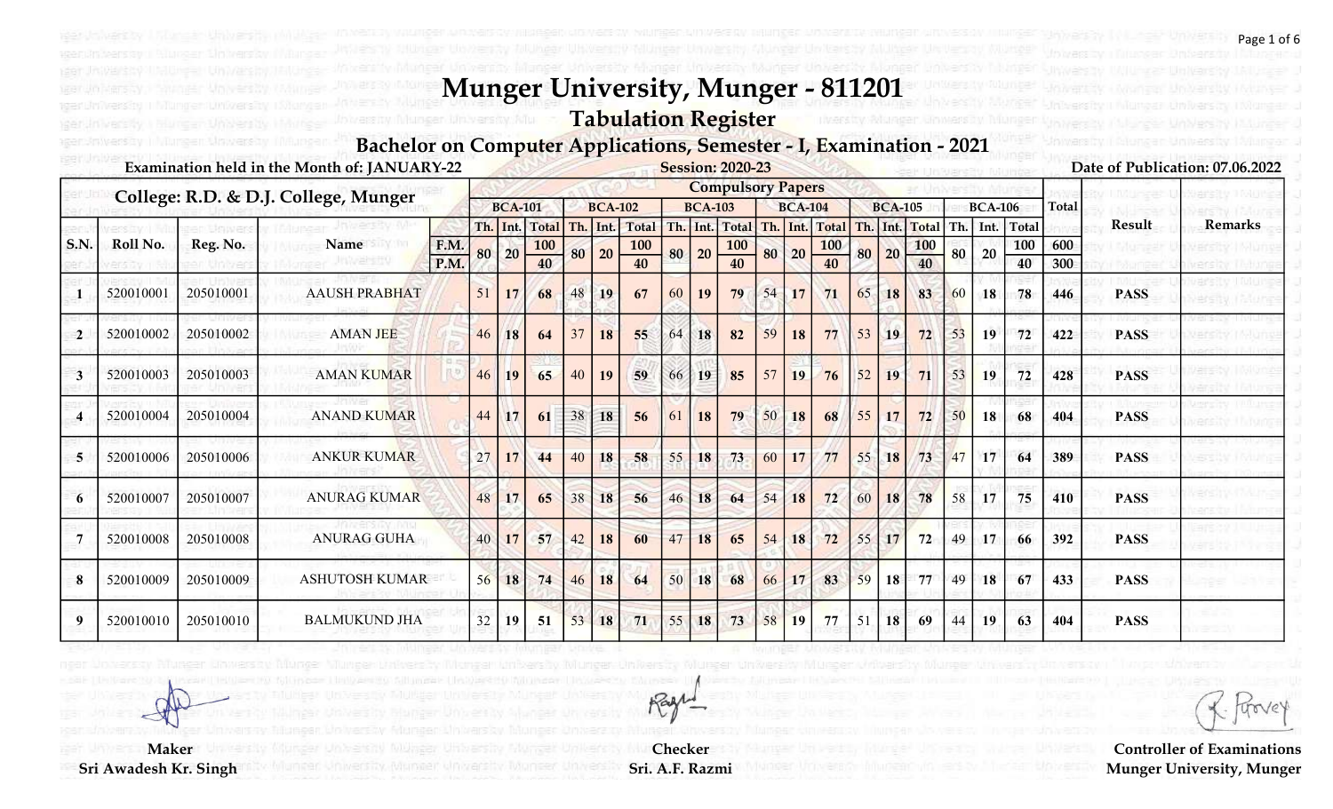# Munger University, Munger - 811201

## Tabulation Register

### Bachelor on Computer Applications, Semester - I, Examination - 2021

**Examination held in the Month of: JANUARY-22** | **Session: 2020-23** | **Date of Publication: 07.06.2022**

| College: R.D. & D.J. College, Munger | | | | | Compulsory Papers | | | | | | | | | | | | | | | | | | | | |
|---|---|---|---|---|---|---|---|---|---|---|---|---|---|---|---|---|---|---|---|---|---|---|---|---|---|
| | | | | | BCA-101 | | | BCA-102 | | | BCA-103 | | | BCA-104 | | | BCA-105 | | | BCA-106 | | | Total | Result | Remarks |
| | | | | | Th. | Int. | Total | Th. | Int. | Total | Th. | Int. | Total | Th. | Int. | Total | Th. | Int. | Total | Th. | Int. | Total | | | |
| S.N. | Roll No. | Reg. No. | Name | F.M. | 80 | 20 | 100 | 80 | 20 | 100 | 80 | 20 | 100 | 80 | 20 | 100 | 80 | 20 | 100 | 80 | 20 | 100 | 600 | | |
| | | | | P.M. | | | 40 | | | 40 | | | 40 | | | 40 | | | 40 | | | 40 | 300 | | |
| 1 | 520010001 | 205010001 | AAUSH PRABHAT | | 51 | 17 | 68 | 48 | 19 | 67 | 60 | 19 | 79 | 54 | 17 | 71 | 65 | 18 | 83 | 60 | 18 | 78 | 446 | PASS | |
| 2 | 520010002 | 205010002 | AMAN JEE | | 46 | 18 | 64 | 37 | 18 | 55 | 64 | 18 | 82 | 59 | 18 | 77 | 53 | 19 | 72 | 53 | 19 | 72 | 422 | PASS | |
| 3 | 520010003 | 205010003 | AMAN KUMAR | | 46 | 19 | 65 | 40 | 19 | 59 | 66 | 19 | 85 | 57 | 19 | 76 | 52 | 19 | 71 | 53 | 19 | 72 | 428 | PASS | |
| 4 | 520010004 | 205010004 | ANAND KUMAR | | 44 | 17 | 61 | 38 | 18 | 56 | 61 | 18 | 79 | 50 | 18 | 68 | 55 | 17 | 72 | 50 | 18 | 68 | 404 | PASS | |
| 5 | 520010006 | 205010006 | ANKUR KUMAR | | 27 | 17 | 44 | 40 | 18 | 58 | 55 | 18 | 73 | 60 | 17 | 77 | 55 | 18 | 73 | 47 | 17 | 64 | 389 | PASS | |
| 6 | 520010007 | 205010007 | ANURAG KUMAR | | 48 | 17 | 65 | 38 | 18 | 56 | 46 | 18 | 64 | 54 | 18 | 72 | 60 | 18 | 78 | 58 | 17 | 75 | 410 | PASS | |
| 7 | 520010008 | 205010008 | ANURAG GUHA | | 40 | 17 | 57 | 42 | 18 | 60 | 47 | 18 | 65 | 54 | 18 | 72 | 55 | 17 | 72 | 49 | 17 | 66 | 392 | PASS | |
| 8 | 520010009 | 205010009 | ASHUTOSH KUMAR | | 56 | 18 | 74 | 46 | 18 | 64 | 50 | 18 | 68 | 66 | 17 | 83 | 59 | 18 | 77 | 49 | 18 | 67 | 433 | PASS | |
| 9 | 520010010 | 205010010 | BALMUKUND JHA | | 32 | 19 | 51 | 53 | 18 | 71 | 55 | 18 | 73 | 58 | 19 | 77 | 51 | 18 | 69 | 44 | 19 | 63 | 404 | PASS | |

**Maker**
**Sri Awadesh Kr. Singh**

**Checker**
**Sri. A.F. Razmi**

**Controller of Examinations**
**Munger University, Munger**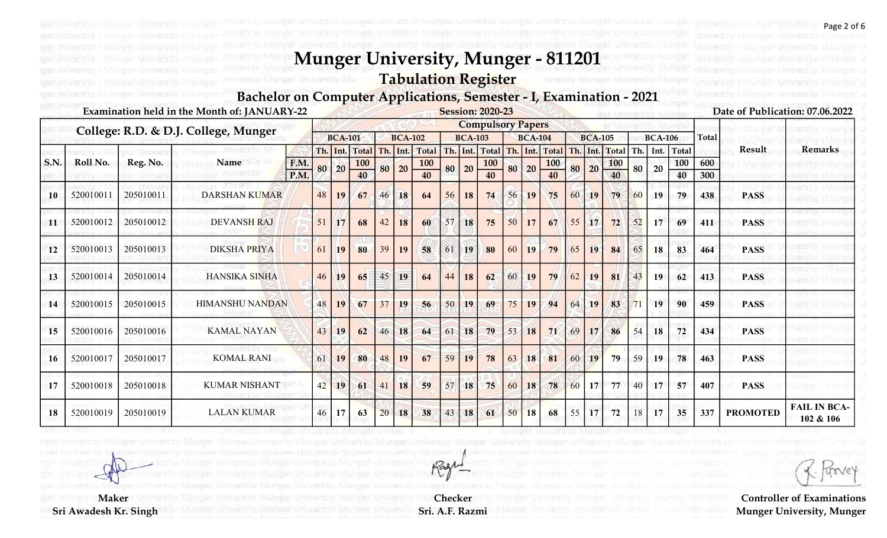# Munger University, Munger - 811201

## Tabulation Register

### Bachelor on Computer Applications, Semester - I, Examination - 2021

Examination held in the Month of: JANUARY-22

Session: 2020-23

Date of Publication: 07.06.2022

College: R.D. & D.J. College, Munger

| S.N. | Roll No. | Reg. No. | Name | | BCA-101 Th. | BCA-101 Int. | BCA-101 Total | BCA-102 Th. | BCA-102 Int. | BCA-102 Total | BCA-103 Th. | BCA-103 Int. | BCA-103 Total | BCA-104 Th. | BCA-104 Int. | BCA-104 Total | BCA-105 Th. | BCA-105 Int. | BCA-105 Total | BCA-106 Th. | BCA-106 Int. | BCA-106 Total | Total | Result | Remarks |
|---|---|---|---|---|---|---|---|---|---|---|---|---|---|---|---|---|---|---|---|---|---|---|---|---|---|
| | | | | F.M. | 80 | 20 | 100 | 80 | 20 | 100 | 80 | 20 | 100 | 80 | 20 | 100 | 80 | 20 | 100 | 80 | 20 | 100 | 600 | | |
| | | | | P.M. | | | 40 | | | 40 | | | 40 | | | 40 | | | 40 | | | 40 | 300 | | |
| 10 | 520010011 | 205010011 | DARSHAN KUMAR | | 48 | 19 | 67 | 46 | 18 | 64 | 56 | 18 | 74 | 56 | 19 | 75 | 60 | 19 | 79 | 60 | 19 | 79 | 438 | PASS | |
| 11 | 520010012 | 205010012 | DEVANSH RAJ | | 51 | 17 | 68 | 42 | 18 | 60 | 57 | 18 | 75 | 50 | 17 | 67 | 55 | 17 | 72 | 52 | 17 | 69 | 411 | PASS | |
| 12 | 520010013 | 205010013 | DIKSHA PRIYA | | 61 | 19 | 80 | 39 | 19 | 58 | 61 | 19 | 80 | 60 | 19 | 79 | 65 | 19 | 84 | 65 | 18 | 83 | 464 | PASS | |
| 13 | 520010014 | 205010014 | HANSIKA SINHA | | 46 | 19 | 65 | 45 | 19 | 64 | 44 | 18 | 62 | 60 | 19 | 79 | 62 | 19 | 81 | 43 | 19 | 62 | 413 | PASS | |
| 14 | 520010015 | 205010015 | HIMANSHU NANDAN | | 48 | 19 | 67 | 37 | 19 | 56 | 50 | 19 | 69 | 75 | 19 | 94 | 64 | 19 | 83 | 71 | 19 | 90 | 459 | PASS | |
| 15 | 520010016 | 205010016 | KAMAL NAYAN | | 43 | 19 | 62 | 46 | 18 | 64 | 61 | 18 | 79 | 53 | 18 | 71 | 69 | 17 | 86 | 54 | 18 | 72 | 434 | PASS | |
| 16 | 520010017 | 205010017 | KOMAL RANI | | 61 | 19 | 80 | 48 | 19 | 67 | 59 | 19 | 78 | 63 | 18 | 81 | 60 | 19 | 79 | 59 | 19 | 78 | 463 | PASS | |
| 17 | 520010018 | 205010018 | KUMAR NISHANT | | 42 | 19 | 61 | 41 | 18 | 59 | 57 | 18 | 75 | 60 | 18 | 78 | 60 | 17 | 77 | 40 | 17 | 57 | 407 | PASS | |
| 18 | 520010019 | 205010019 | LALAN KUMAR | | 46 | 17 | 63 | 20 | 18 | 38 | 43 | 18 | 61 | 50 | 18 | 68 | 55 | 17 | 72 | 18 | 17 | 35 | 337 | PROMOTED | FAIL IN BCA-102 & 106 |

Maker
Sri Awadesh Kr. Singh

Checker
Sri. A.F. Razmi

Controller of Examinations
Munger University, Munger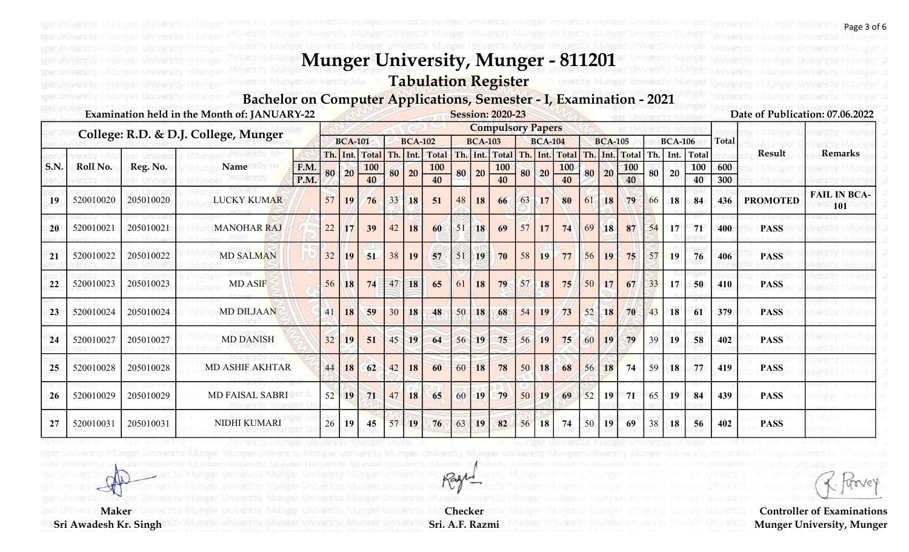# Munger University, Munger - 811201

## Tabulation Register

### Bachelor on Computer Applications, Semester - I, Examination - 2021

Examination held in the Month of: JANUARY-22

Session: 2020-23

Date of Publication: 07.06.2022

**College: R.D. & D.J. College, Munger**

| | | | | | Compulsory Papers | | | | | | | | | | | | | | | | | | | | |
|---|---|---|---|---|---|---|---|---|---|---|---|---|---|---|---|---|---|---|---|---|---|---|---|---|---|
| | | | | | BCA-101 | | | BCA-102 | | | BCA-103 | | | BCA-104 | | | BCA-105 | | | BCA-106 | | | Total | Result | Remarks |
| S.N. | Roll No. | Reg. No. | Name | | Th. | Int. | Total | Th. | Int. | Total | Th. | Int. | Total | Th. | Int. | Total | Th. | Int. | Total | Th. | Int. | Total | | | |
| | | | | F.M. | 80 | 20 | 100 | 80 | 20 | 100 | 80 | 20 | 100 | 80 | 20 | 100 | 80 | 20 | 100 | 80 | 20 | 100 | 600 | | |
| | | | | P.M. | | | 40 | | | 40 | | | 40 | | | 40 | | | 40 | | | 40 | 300 | | |
| 19 | 520010020 | 205010020 | LUCKY KUMAR | | 57 | 19 | 76 | 33 | 18 | 51 | 48 | 18 | 66 | 63 | 17 | 80 | 61 | 18 | 79 | 66 | 18 | 84 | 436 | PROMOTED | FAIL IN BCA-101 |
| 20 | 520010021 | 205010021 | MANOHAR RAJ | | 22 | 17 | 39 | 42 | 18 | 60 | 51 | 18 | 69 | 57 | 17 | 74 | 69 | 18 | 87 | 54 | 17 | 71 | 400 | PASS | |
| 21 | 520010022 | 205010022 | MD SALMAN | | 32 | 19 | 51 | 38 | 19 | 57 | 51 | 19 | 70 | 58 | 19 | 77 | 56 | 19 | 75 | 57 | 19 | 76 | 406 | PASS | |
| 22 | 520010023 | 205010023 | MD ASIF | | 56 | 18 | 74 | 47 | 18 | 65 | 61 | 18 | 79 | 57 | 18 | 75 | 50 | 17 | 67 | 33 | 17 | 50 | 410 | PASS | |
| 23 | 520010024 | 205010024 | MD DILJAAN | | 41 | 18 | 59 | 30 | 18 | 48 | 50 | 18 | 68 | 54 | 19 | 73 | 52 | 18 | 70 | 43 | 18 | 61 | 379 | PASS | |
| 24 | 520010027 | 205010027 | MD DANISH | | 32 | 19 | 51 | 45 | 19 | 64 | 56 | 19 | 75 | 56 | 19 | 75 | 60 | 19 | 79 | 39 | 19 | 58 | 402 | PASS | |
| 25 | 520010028 | 205010028 | MD ASHIF AKHTAR | | 44 | 18 | 62 | 42 | 18 | 60 | 60 | 18 | 78 | 50 | 18 | 68 | 56 | 18 | 74 | 59 | 18 | 77 | 419 | PASS | |
| 26 | 520010029 | 205010029 | MD FAISAL SABRI | | 52 | 19 | 71 | 47 | 18 | 65 | 60 | 19 | 79 | 50 | 19 | 69 | 52 | 19 | 71 | 65 | 19 | 84 | 439 | PASS | |
| 27 | 520010031 | 205010031 | NIDHI KUMARI | | 26 | 19 | 45 | 57 | 19 | 76 | 63 | 19 | 82 | 56 | 18 | 74 | 50 | 19 | 69 | 38 | 18 | 56 | 402 | PASS | |

Maker
Sri Awadesh Kr. Singh

Checker
Sri. A.F. Razmi

Controller of Examinations
Munger University, Munger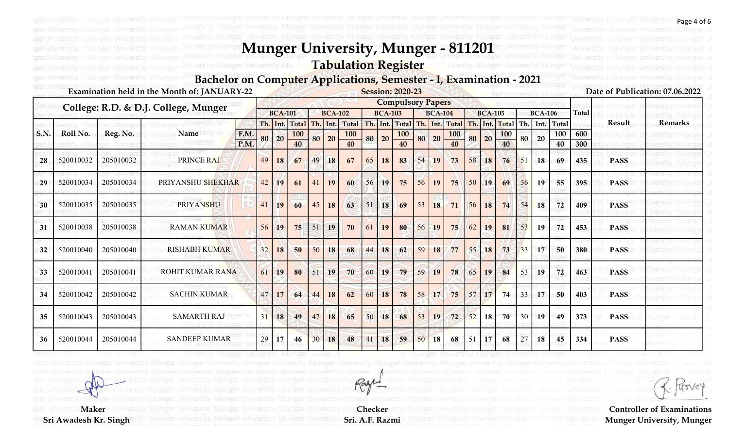# Munger University, Munger - 811201

## Tabulation Register

### Bachelor on Computer Applications, Semester - I, Examination - 2021

Examination held in the Month of: JANUARY-22

Session: 2020-23

Date of Publication: 07.06.2022

College: R.D. & D.J. College, Munger

| | | | | | Compulsory Papers | | | | | | | | | | | | | | | | | | | |
|---|---|---|---|---|---|---|---|---|---|---|---|---|---|---|---|---|---|---|---|---|---|---|---|---|
| | | | | | BCA-101 | | | BCA-102 | | | BCA-103 | | | BCA-104 | | | BCA-105 | | | BCA-106 | | | Total | Result | Remarks |
| | | | | | Th. | Int. | Total | Th. | Int. | Total | Th. | Int. | Total | Th. | Int. | Total | Th. | Int. | Total | Th. | Int. | Total | | | |
| S.N. | Roll No. | Reg. No. | Name | F.M. | 80 | 20 | 100 | 80 | 20 | 100 | 80 | 20 | 100 | 80 | 20 | 100 | 80 | 20 | 100 | 80 | 20 | 100 | 600 | | |
| | | | | P.M. | | | 40 | | | 40 | | | 40 | | | 40 | | | 40 | | | 40 | 300 | | |
| 28 | 520010032 | 205010032 | PRINCE RAJ | | 49 | 18 | 67 | 49 | 18 | 67 | 65 | 18 | 83 | 54 | 19 | 73 | 58 | 18 | 76 | 51 | 18 | 69 | 435 | PASS | |
| 29 | 520010034 | 205010034 | PRIYANSHU SHEKHAR | | 42 | 19 | 61 | 41 | 19 | 60 | 56 | 19 | 75 | 56 | 19 | 75 | 50 | 19 | 69 | 36 | 19 | 55 | 395 | PASS | |
| 30 | 520010035 | 205010035 | PRIYANSHU | | 41 | 19 | 60 | 45 | 18 | 63 | 51 | 18 | 69 | 53 | 18 | 71 | 56 | 18 | 74 | 54 | 18 | 72 | 409 | PASS | |
| 31 | 520010038 | 205010038 | RAMAN KUMAR | | 56 | 19 | 75 | 51 | 19 | 70 | 61 | 19 | 80 | 56 | 19 | 75 | 62 | 19 | 81 | 53 | 19 | 72 | 453 | PASS | |
| 32 | 520010040 | 205010040 | RISHABH KUMAR | | 32 | 18 | 50 | 50 | 18 | 68 | 44 | 18 | 62 | 59 | 18 | 77 | 55 | 18 | 73 | 33 | 17 | 50 | 380 | PASS | |
| 33 | 520010041 | 205010041 | ROHIT KUMAR RANA | | 61 | 19 | 80 | 51 | 19 | 70 | 60 | 19 | 79 | 59 | 19 | 78 | 65 | 19 | 84 | 53 | 19 | 72 | 463 | PASS | |
| 34 | 520010042 | 205010042 | SACHIN KUMAR | | 47 | 17 | 64 | 44 | 18 | 62 | 60 | 18 | 78 | 58 | 17 | 75 | 57 | 17 | 74 | 33 | 17 | 50 | 403 | PASS | |
| 35 | 520010043 | 205010043 | SAMARTH RAJ | | 31 | 18 | 49 | 47 | 18 | 65 | 50 | 18 | 68 | 53 | 19 | 72 | 52 | 18 | 70 | 30 | 19 | 49 | 373 | PASS | |
| 36 | 520010044 | 205010044 | SANDEEP KUMAR | | 29 | 17 | 46 | 30 | 18 | 48 | 41 | 18 | 59 | 50 | 18 | 68 | 51 | 17 | 68 | 27 | 18 | 45 | 334 | PASS | |

Maker
Sri Awadesh Kr. Singh

Checker
Sri. A.F. Razmi

Controller of Examinations
Munger University, Munger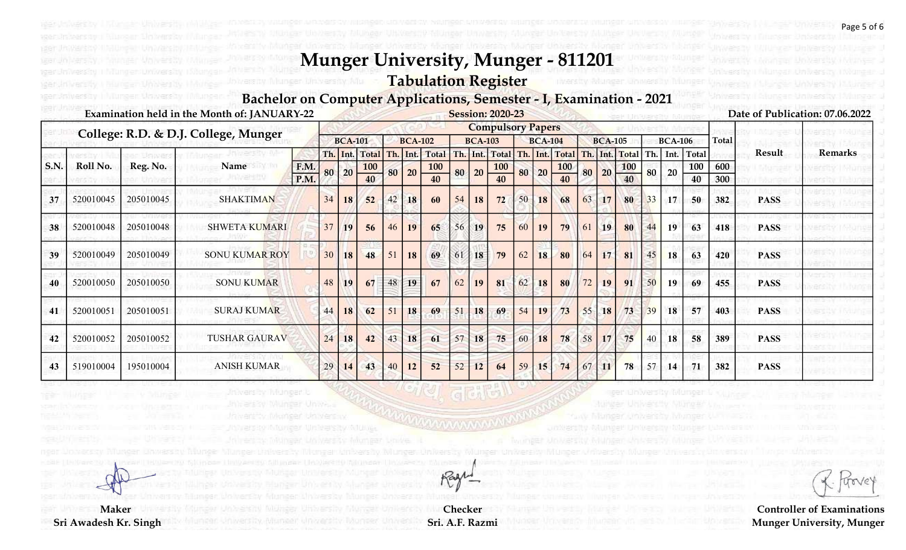# Munger University, Munger - 811201

## Tabulation Register

### Bachelor on Computer Applications, Semester - I, Examination - 2021

Examination held in the Month of: JANUARY-22

Session: 2020-23

Date of Publication: 07.06.2022

College: R.D. & D.J. College, Munger

| S.N. | Roll No. | Reg. No. | Name | | BCA-101 | | | BCA-102 | | | BCA-103 | | | BCA-104 | | | BCA-105 | | | BCA-106 | | | Total | Result | Remarks |
|---|---|---|---|---|---|---|---|---|---|---|---|---|---|---|---|---|---|---|---|---|---|---|---|---|---|
| | | | | | Th. | Int. | Total | Th. | Int. | Total | Th. | Int. | Total | Th. | Int. | Total | Th. | Int. | Total | Th. | Int. | Total | | | |
| | | | | F.M. | 80 | 20 | 100 | 80 | 20 | 100 | 80 | 20 | 100 | 80 | 20 | 100 | 80 | 20 | 100 | 80 | 20 | 100 | 600 | | |
| | | | | P.M. | | | 40 | | | 40 | | | 40 | | | 40 | | | 40 | | | 40 | 300 | | |
| 37 | 520010045 | 205010045 | SHAKTIMAN | | 34 | 18 | 52 | 42 | 18 | 60 | 54 | 18 | 72 | 50 | 18 | 68 | 63 | 17 | 80 | 33 | 17 | 50 | 382 | PASS | |
| 38 | 520010048 | 205010048 | SHWETA KUMARI | | 37 | 19 | 56 | 46 | 19 | 65 | 56 | 19 | 75 | 60 | 19 | 79 | 61 | 19 | 80 | 44 | 19 | 63 | 418 | PASS | |
| 39 | 520010049 | 205010049 | SONU KUMAR ROY | | 30 | 18 | 48 | 51 | 18 | 69 | 61 | 18 | 79 | 62 | 18 | 80 | 64 | 17 | 81 | 45 | 18 | 63 | 420 | PASS | |
| 40 | 520010050 | 205010050 | SONU KUMAR | | 48 | 19 | 67 | 48 | 19 | 67 | 62 | 19 | 81 | 62 | 18 | 80 | 72 | 19 | 91 | 50 | 19 | 69 | 455 | PASS | |
| 41 | 520010051 | 205010051 | SURAJ KUMAR | | 44 | 18 | 62 | 51 | 18 | 69 | 51 | 18 | 69 | 54 | 19 | 73 | 55 | 18 | 73 | 39 | 18 | 57 | 403 | PASS | |
| 42 | 520010052 | 205010052 | TUSHAR GAURAV | | 24 | 18 | 42 | 43 | 18 | 61 | 57 | 18 | 75 | 60 | 18 | 78 | 58 | 17 | 75 | 40 | 18 | 58 | 389 | PASS | |
| 43 | 519010004 | 195010004 | ANISH KUMAR | | 29 | 14 | 43 | 40 | 12 | 52 | 52 | 12 | 64 | 59 | 15 | 74 | 67 | 11 | 78 | 57 | 14 | 71 | 382 | PASS | |

Maker
Sri Awadesh Kr. Singh

Checker
Sri. A.F. Razmi

Controller of Examinations
Munger University, Munger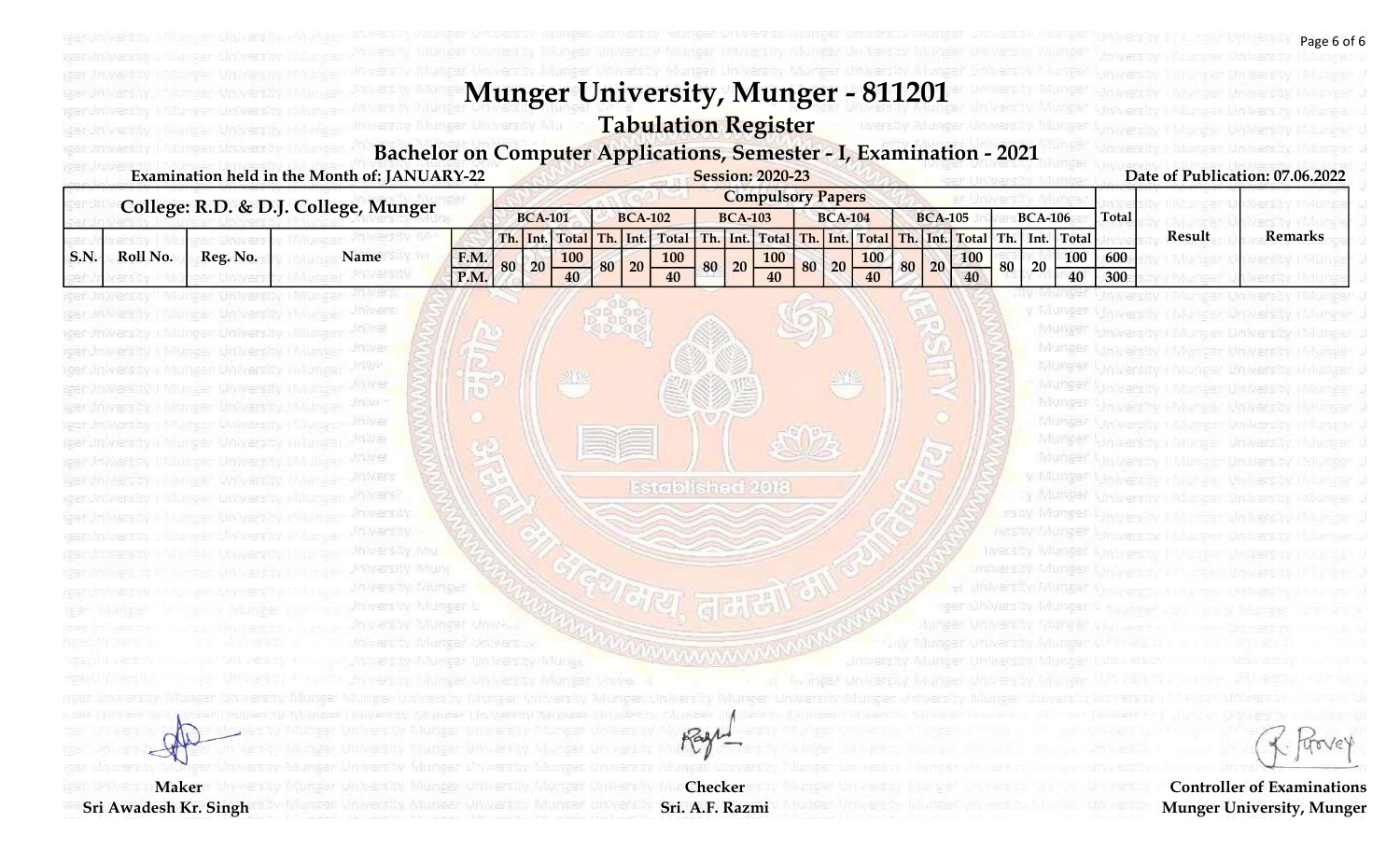# Munger University, Munger - 811201

## Tabulation Register

### Bachelor on Computer Applications, Semester - I, Examination - 2021

Examination held in the Month of: JANUARY-22 | Session: 2020-23 | Date of Publication: 07.06.2022

| College: R.D. & D.J. College, Munger | | | | | Compulsory Papers | | | | | | | | | | | | | | | | | | | |
|---|---|---|---|---|---|---|---|---|---|---|---|---|---|---|---|---|---|---|---|---|---|---|---|---|
| | | | | | BCA-101 | | | BCA-102 | | | BCA-103 | | | BCA-104 | | | BCA-105 | | | BCA-106 | | | Total | Result | Remarks |
| S.N. | Roll No. | Reg. No. | Name | | Th. | Int. | Total | Th. | Int. | Total | Th. | Int. | Total | Th. | Int. | Total | Th. | Int. | Total | Th. | Int. | Total | | | |
| | | | | F.M. | 80 | 20 | 100 | 80 | 20 | 100 | 80 | 20 | 100 | 80 | 20 | 100 | 80 | 20 | 100 | 80 | 20 | 100 | 600 | | |
| | | | | P.M. | | | 40 | | | 40 | | | 40 | | | 40 | | | 40 | | | 40 | 300 | | |

Maker
Sri Awadesh Kr. Singh

Checker
Sri. A.F. Razmi

Controller of Examinations
Munger University, Munger